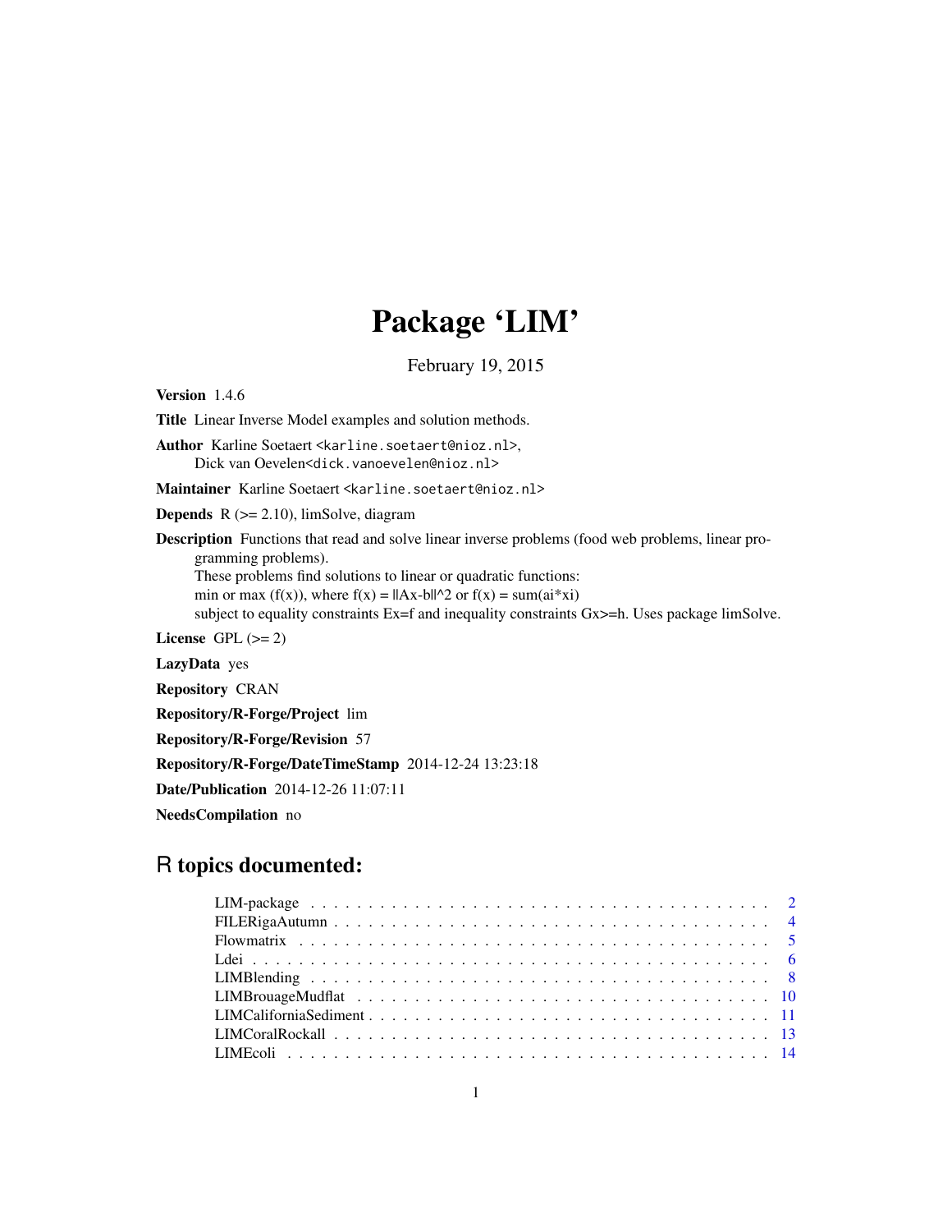# Package 'LIM'

February 19, 2015

**Version** 1.4.6

**Title** Linear Inverse Model examples and solution methods.

**Author** Karline Soetaert <karline.soetaert@nioz.nl>,
Dick van Oevelen<dick.vanoevelen@nioz.nl>

**Maintainer** Karline Soetaert <karline.soetaert@nioz.nl>

**Depends** R (>= 2.10), limSolve, diagram

**Description** Functions that read and solve linear inverse problems (food web problems, linear programming problems).
These problems find solutions to linear or quadratic functions:
min or max (f(x)), where f(x) = ||Ax-b||^2 or f(x) = sum(ai*xi)
subject to equality constraints Ex=f and inequality constraints Gx>=h. Uses package limSolve.

**License** GPL (>= 2)

**LazyData** yes

**Repository** CRAN

**Repository/R-Forge/Project** lim

**Repository/R-Forge/Revision** 57

**Repository/R-Forge/DateTimeStamp** 2014-12-24 13:23:18

**Date/Publication** 2014-12-26 11:07:11

**NeedsCompilation** no

## R topics documented:

| | |
|---|---|
| LIM-package | 2 |
| FILERigaAutumn | 4 |
| Flowmatrix | 5 |
| Ldei | 6 |
| LIMBlending | 8 |
| LIMBrouageMudflat | 10 |
| LIMCaliforniaSediment | 11 |
| LIMCoralRockall | 13 |
| LIMEcoli | 14 |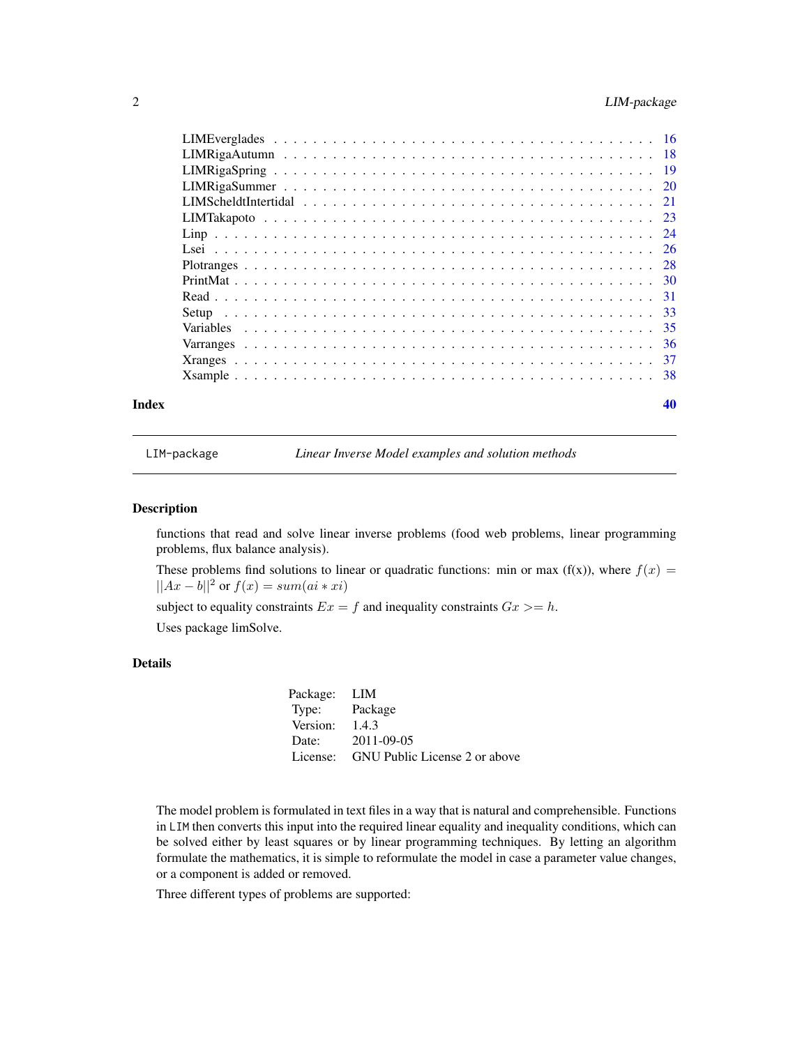| | |
|---|---|
| LIMEverglades | 16 |
| LIMRigaAutumn | 18 |
| LIMRigaSpring | 19 |
| LIMRigaSummer | 20 |
| LIMScheldtIntertidal | 21 |
| LIMTakapoto | 23 |
| Linp | 24 |
| Lsei | 26 |
| Plotranges | 28 |
| PrintMat | 30 |
| Read | 31 |
| Setup | 33 |
| Variables | 35 |
| Varranges | 36 |
| Xranges | 37 |
| Xsample | 38 |

**Index** **40**

---

`LIM-package` *Linear Inverse Model examples and solution methods*

---

## Description

functions that read and solve linear inverse problems (food web problems, linear programming problems, flux balance analysis).

These problems find solutions to linear or quadratic functions: min or max (f(x)), where $f(x) = ||Ax - b||^2$ or $f(x) = sum(ai * xi)$

subject to equality constraints $Ex = f$ and inequality constraints $Gx >= h$.

Uses package limSolve.

## Details

| | |
|---|---|
| Package: | LIM |
| Type: | Package |
| Version: | 1.4.3 |
| Date: | 2011-09-05 |
| License: | GNU Public License 2 or above |

The model problem is formulated in text files in a way that is natural and comprehensible. Functions in `LIM` then converts this input into the required linear equality and inequality conditions, which can be solved either by least squares or by linear programming techniques. By letting an algorithm formulate the mathematics, it is simple to reformulate the model in case a parameter value changes, or a component is added or removed.

Three different types of problems are supported: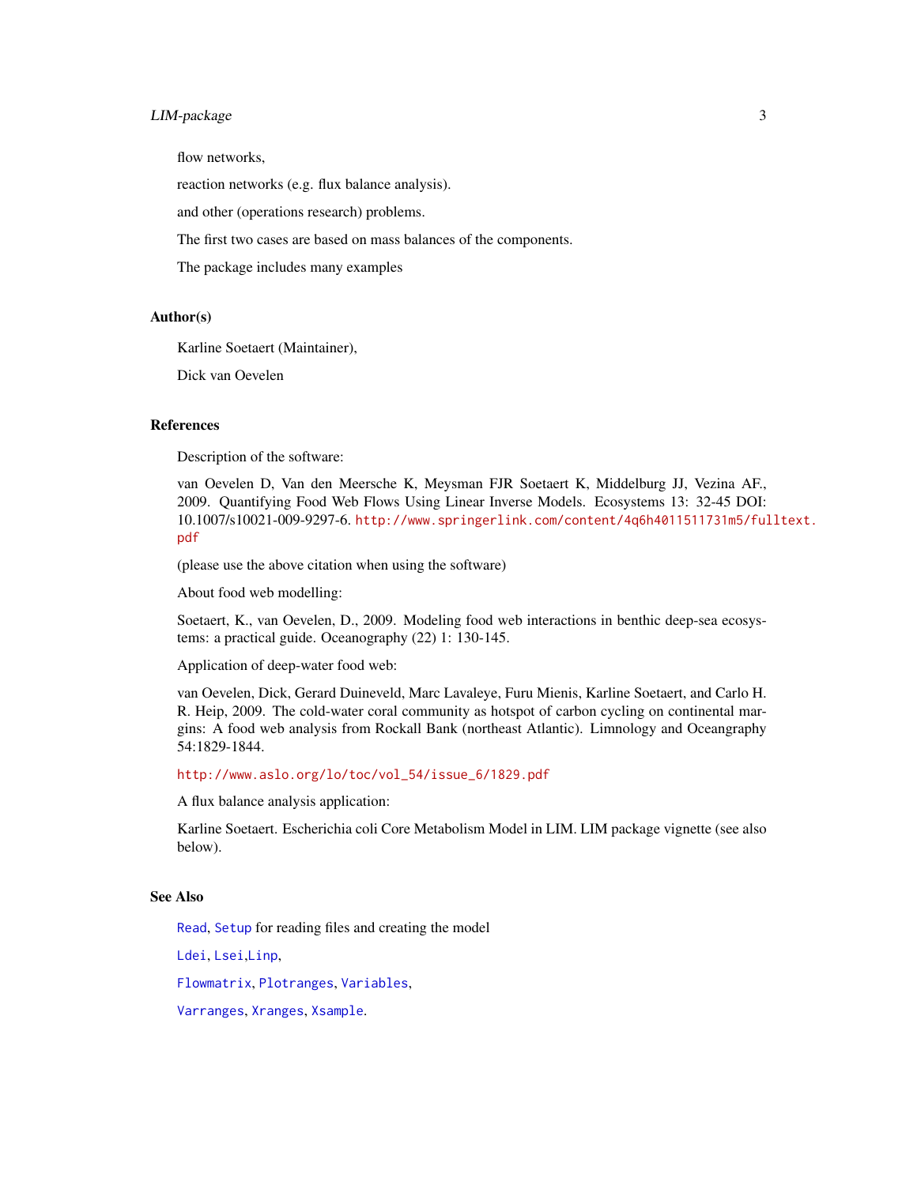flow networks,

reaction networks (e.g. flux balance analysis).

and other (operations research) problems.

The first two cases are based on mass balances of the components.

The package includes many examples

## Author(s)

Karline Soetaert (Maintainer),

Dick van Oevelen

## References

Description of the software:

van Oevelen D, Van den Meersche K, Meysman FJR Soetaert K, Middelburg JJ, Vezina AF., 2009. Quantifying Food Web Flows Using Linear Inverse Models. Ecosystems 13: 32-45 DOI: 10.1007/s10021-009-9297-6. http://www.springerlink.com/content/4q6h4011511731m5/fulltext.pdf

(please use the above citation when using the software)

About food web modelling:

Soetaert, K., van Oevelen, D., 2009. Modeling food web interactions in benthic deep-sea ecosystems: a practical guide. Oceanography (22) 1: 130-145.

Application of deep-water food web:

van Oevelen, Dick, Gerard Duineveld, Marc Lavaleye, Furu Mienis, Karline Soetaert, and Carlo H. R. Heip, 2009. The cold-water coral community as hotspot of carbon cycling on continental margins: A food web analysis from Rockall Bank (northeast Atlantic). Limnology and Oceangraphy 54:1829-1844.

http://www.aslo.org/lo/toc/vol_54/issue_6/1829.pdf

A flux balance analysis application:

Karline Soetaert. Escherichia coli Core Metabolism Model in LIM. LIM package vignette (see also below).

## See Also

Read, Setup for reading files and creating the model

Ldei, Lsei,Linp,

Flowmatrix, Plotranges, Variables,

Varranges, Xranges, Xsample.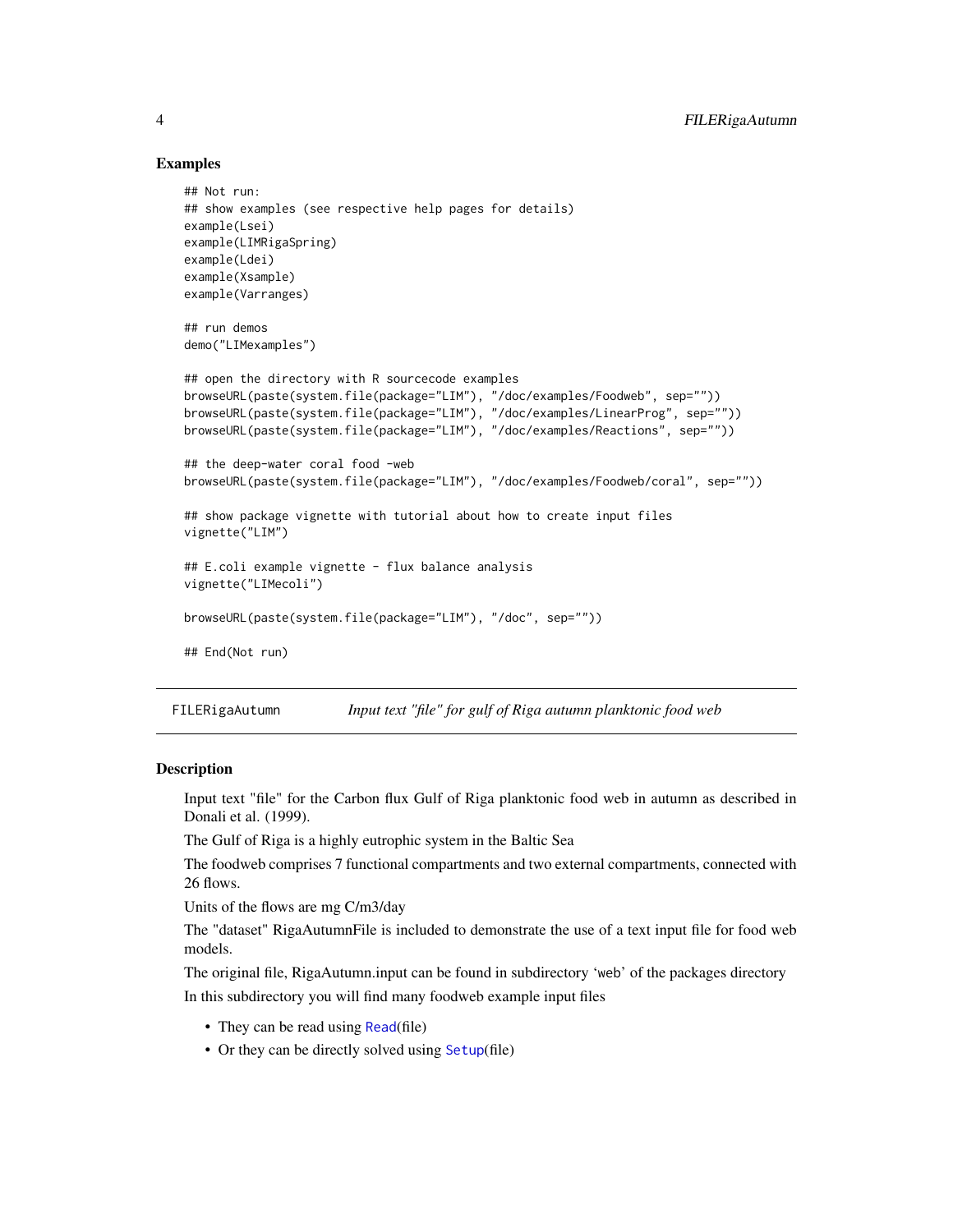### Examples

```
## Not run:
## show examples (see respective help pages for details)
example(Lsei)
example(LIMRigaSpring)
example(Ldei)
example(Xsample)
example(Varranges)

## run demos
demo("LIMexamples")

## open the directory with R sourcecode examples
browseURL(paste(system.file(package="LIM"), "/doc/examples/Foodweb", sep=""))
browseURL(paste(system.file(package="LIM"), "/doc/examples/LinearProg", sep=""))
browseURL(paste(system.file(package="LIM"), "/doc/examples/Reactions", sep=""))

## the deep-water coral food -web
browseURL(paste(system.file(package="LIM"), "/doc/examples/Foodweb/coral", sep=""))

## show package vignette with tutorial about how to create input files
vignette("LIM")

## E.coli example vignette - flux balance analysis
vignette("LIMecoli")

browseURL(paste(system.file(package="LIM"), "/doc", sep=""))

## End(Not run)
```

---

## FILERigaAutumn — *Input text "file" for gulf of Riga autumn planktonic food web*

### Description

Input text "file" for the Carbon flux Gulf of Riga planktonic food web in autumn as described in Donali et al. (1999).

The Gulf of Riga is a highly eutrophic system in the Baltic Sea

The foodweb comprises 7 functional compartments and two external compartments, connected with 26 flows.

Units of the flows are mg C/m3/day

The "dataset" RigaAutumnFile is included to demonstrate the use of a text input file for food web models.

The original file, RigaAutumn.input can be found in subdirectory 'web' of the packages directory

In this subdirectory you will find many foodweb example input files

- They can be read using `Read`(file)
- Or they can be directly solved using `Setup`(file)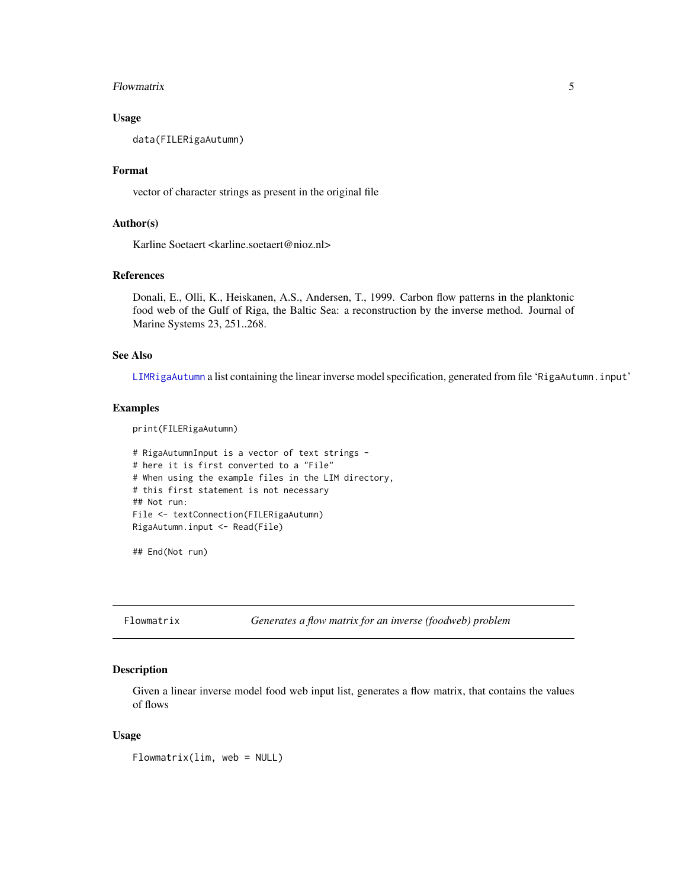### Usage

```
data(FILERigaAutumn)
```

### Format

vector of character strings as present in the original file

### Author(s)

Karline Soetaert <karline.soetaert@nioz.nl>

### References

Donali, E., Olli, K., Heiskanen, A.S., Andersen, T., 1999. Carbon flow patterns in the planktonic food web of the Gulf of Riga, the Baltic Sea: a reconstruction by the inverse method. Journal of Marine Systems 23, 251..268.

### See Also

`LIMRigaAutumn` a list containing the linear inverse model specification, generated from file 'RigaAutumn.input'

### Examples

```
print(FILERigaAutumn)

# RigaAutumnInput is a vector of text strings -
# here it is first converted to a "File"
# When using the example files in the LIM directory,
# this first statement is not necessary
## Not run:
File <- textConnection(FILERigaAutumn)
RigaAutumn.input <- Read(File)

## End(Not run)
```

---

## Flowmatrix — *Generates a flow matrix for an inverse (foodweb) problem*

### Description

Given a linear inverse model food web input list, generates a flow matrix, that contains the values of flows

### Usage

```
Flowmatrix(lim, web = NULL)
```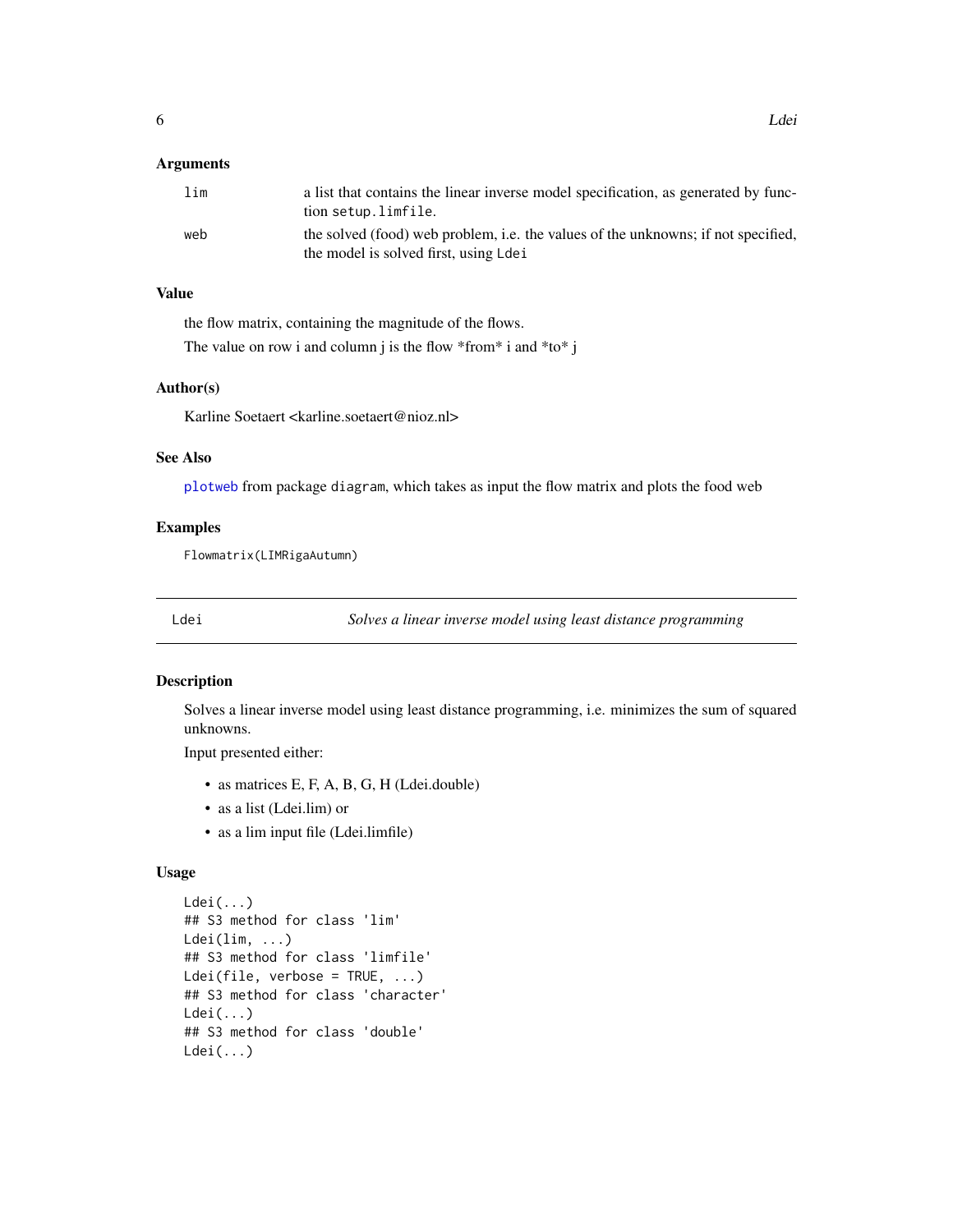### Arguments

| | |
|---|---|
| `lim` | a list that contains the linear inverse model specification, as generated by function `setup.limfile`. |
| `web` | the solved (food) web problem, i.e. the values of the unknowns; if not specified, the model is solved first, using `Ldei` |

### Value

the flow matrix, containing the magnitude of the flows.

The value on row i and column j is the flow *from* i and *to* j

### Author(s)

Karline Soetaert <karline.soetaert@nioz.nl>

### See Also

`plotweb` from package `diagram`, which takes as input the flow matrix and plots the food web

### Examples

```
Flowmatrix(LIMRigaAutumn)
```

---

## Ldei — *Solves a linear inverse model using least distance programming*

### Description

Solves a linear inverse model using least distance programming, i.e. minimizes the sum of squared unknowns.

Input presented either:

- as matrices E, F, A, B, G, H (Ldei.double)
- as a list (Ldei.lim) or
- as a lim input file (Ldei.limfile)

### Usage

```
Ldei(...)
## S3 method for class 'lim'
Ldei(lim, ...)
## S3 method for class 'limfile'
Ldei(file, verbose = TRUE, ...)
## S3 method for class 'character'
Ldei(...)
## S3 method for class 'double'
Ldei(...)
```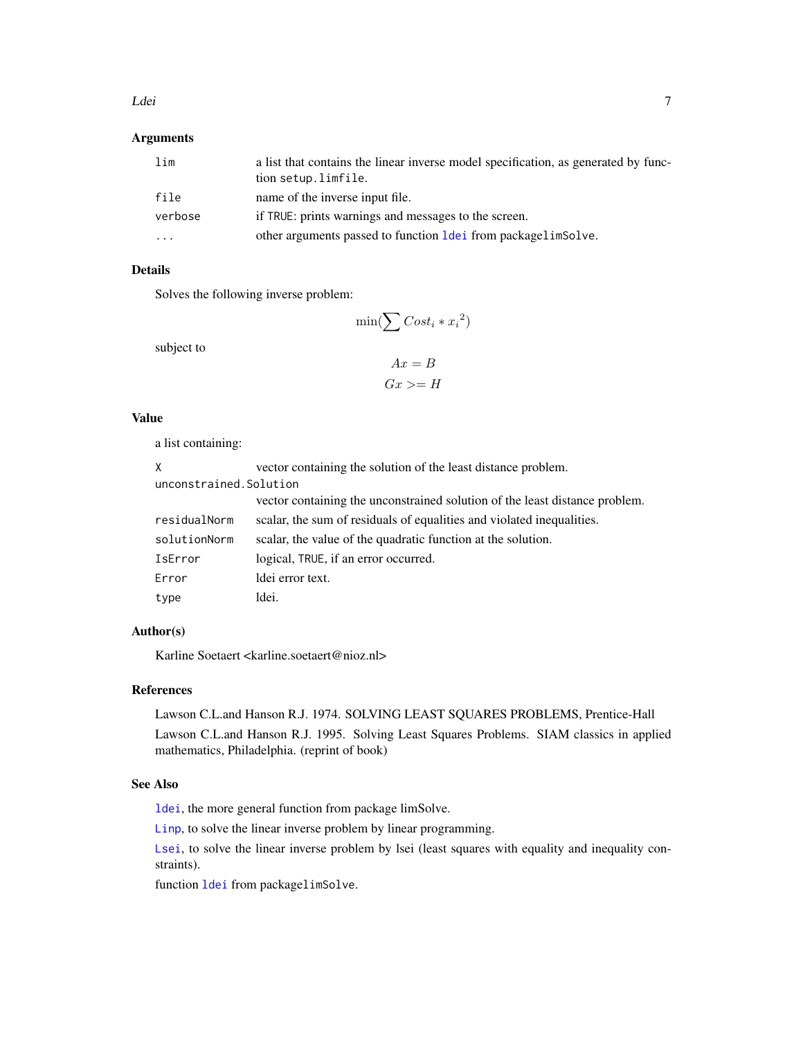### Arguments

| | |
|---|---|
| `lim` | a list that contains the linear inverse model specification, as generated by function `setup.limfile`. |
| `file` | name of the inverse input file. |
| `verbose` | if `TRUE`: prints warnings and messages to the screen. |
| `...` | other arguments passed to function `ldei` from package`limSolve`. |

### Details

Solves the following inverse problem:

$$\min(\sum Cost_i * x_i{}^2)$$

subject to

$$Ax = B$$

$$Gx >= H$$

### Value

a list containing:

| | |
|---|---|
| `X` | vector containing the solution of the least distance problem. |
| `unconstrained.Solution` | vector containing the unconstrained solution of the least distance problem. |
| `residualNorm` | scalar, the sum of residuals of equalities and violated inequalities. |
| `solutionNorm` | scalar, the value of the quadratic function at the solution. |
| `IsError` | logical, `TRUE`, if an error occurred. |
| `Error` | ldei error text. |
| `type` | ldei. |

### Author(s)

Karline Soetaert <karline.soetaert@nioz.nl>

### References

Lawson C.L.and Hanson R.J. 1974. SOLVING LEAST SQUARES PROBLEMS, Prentice-Hall

Lawson C.L.and Hanson R.J. 1995. Solving Least Squares Problems. SIAM classics in applied mathematics, Philadelphia. (reprint of book)

### See Also

`ldei`, the more general function from package limSolve.

`Linp`, to solve the linear inverse problem by linear programming.

`Lsei`, to solve the linear inverse problem by lsei (least squares with equality and inequality constraints).

function `ldei` from package`limSolve`.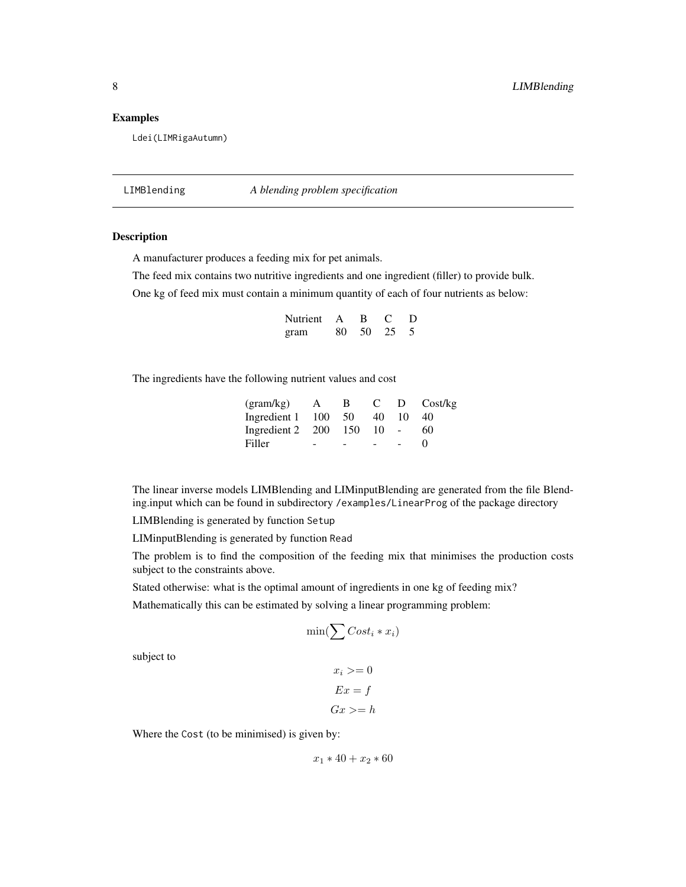## Examples

```
Ldei(LIMRigaAutumn)
```

---

`LIMBlending` *A blending problem specification*

---

### Description

A manufacturer produces a feeding mix for pet animals.

The feed mix contains two nutritive ingredients and one ingredient (filler) to provide bulk.

One kg of feed mix must contain a minimum quantity of each of four nutrients as below:

| Nutrient | A | B | C | D |
|---|---|---|---|---|
| gram | 80 | 50 | 25 | 5 |

The ingredients have the following nutrient values and cost

| (gram/kg) | A | B | C | D | Cost/kg |
|---|---|---|---|---|---|
| Ingredient 1 | 100 | 50 | 40 | 10 | 40 |
| Ingredient 2 | 200 | 150 | 10 | - | 60 |
| Filler | - | - | - | - | 0 |

The linear inverse models LIMBlending and LIMinputBlending are generated from the file Blending.input which can be found in subdirectory `/examples/LinearProg` of the package directory

LIMBlending is generated by function `Setup`

LIMinputBlending is generated by function `Read`

The problem is to find the composition of the feeding mix that minimises the production costs subject to the constraints above.

Stated otherwise: what is the optimal amount of ingredients in one kg of feeding mix?

Mathematically this can be estimated by solving a linear programming problem:

$$\min(\sum Cost_i * x_i)$$

subject to

$$x_i >= 0$$

$$Ex = f$$

$$Gx >= h$$

Where the `Cost` (to be minimised) is given by:

$$x_1 * 40 + x_2 * 60$$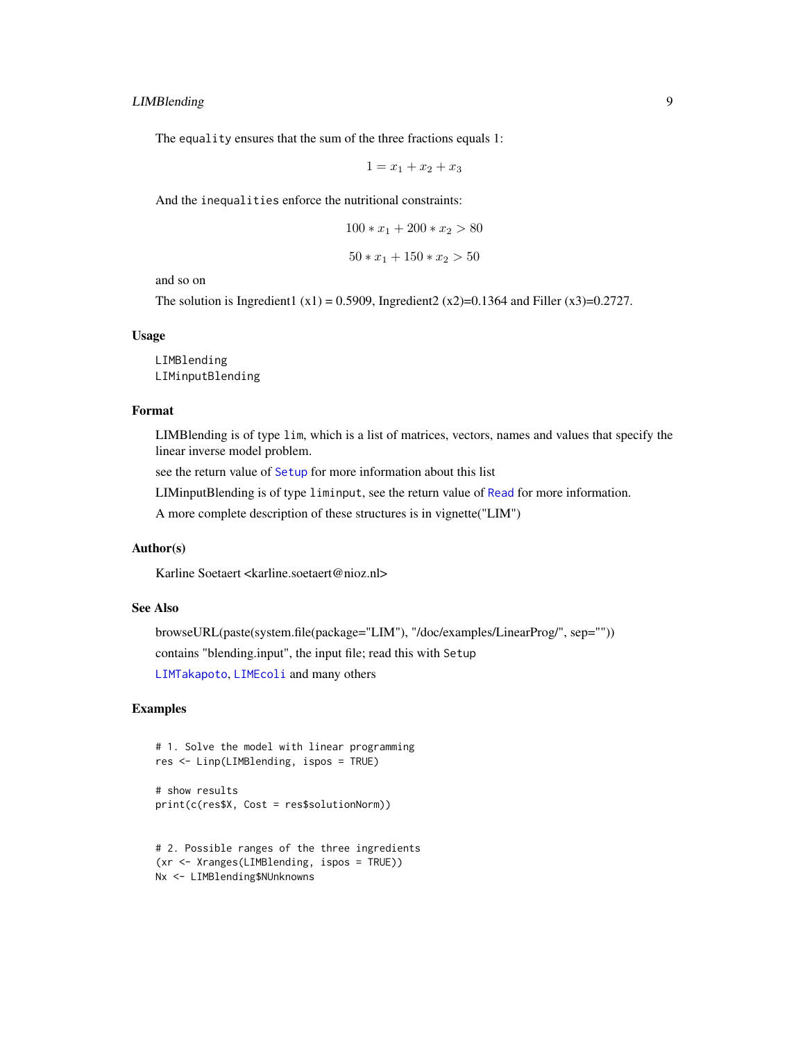The `equality` ensures that the sum of the three fractions equals 1:

$$1 = x_1 + x_2 + x_3$$

And the `inequalities` enforce the nutritional constraints:

$$100 * x_1 + 200 * x_2 > 80$$

$$50 * x_1 + 150 * x_2 > 50$$

and so on

The solution is Ingredient1 (x1) = 0.5909, Ingredient2 (x2)=0.1364 and Filler (x3)=0.2727.

### Usage

```
LIMBlending
LIMinputBlending
```

### Format

LIMBlending is of type `lim`, which is a list of matrices, vectors, names and values that specify the linear inverse model problem.

see the return value of `Setup` for more information about this list

LIMinputBlending is of type `liminput`, see the return value of `Read` for more information.

A more complete description of these structures is in vignette("LIM")

### Author(s)

Karline Soetaert <karline.soetaert@nioz.nl>

### See Also

browseURL(paste(system.file(package="LIM"), "/doc/examples/LinearProg/", sep=""))

contains "blending.input", the input file; read this with `Setup`

`LIMTakapoto`, `LIMEcoli` and many others

### Examples

```
# 1. Solve the model with linear programming
res <- Linp(LIMBlending, ispos = TRUE)

# show results
print(c(res$X, Cost = res$solutionNorm))


# 2. Possible ranges of the three ingredients
(xr <- Xranges(LIMBlending, ispos = TRUE))
Nx <- LIMBlending$NUnknowns
```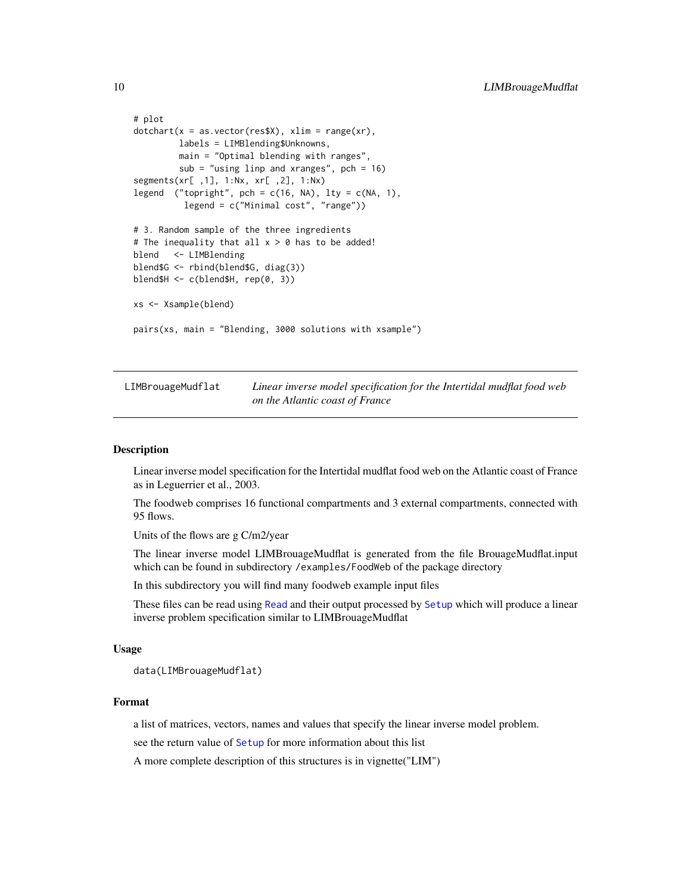```
# plot
dotchart(x = as.vector(res$X), xlim = range(xr),
         labels = LIMBlending$Unknowns,
         main = "Optimal blending with ranges",
         sub = "using linp and xranges", pch = 16)
segments(xr[ ,1], 1:Nx, xr[ ,2], 1:Nx)
legend  ("topright", pch = c(16, NA), lty = c(NA, 1),
          legend = c("Minimal cost", "range"))

# 3. Random sample of the three ingredients
# The inequality that all x > 0 has to be added!
blend   <- LIMBlending
blend$G <- rbind(blend$G, diag(3))
blend$H <- c(blend$H, rep(0, 3))

xs <- Xsample(blend)

pairs(xs, main = "Blending, 3000 solutions with xsample")
```

---

`LIMBrouageMudflat` *Linear inverse model specification for the Intertidal mudflat food web on the Atlantic coast of France*

---

## Description

Linear inverse model specification for the Intertidal mudflat food web on the Atlantic coast of France as in Leguerrier et al., 2003.

The foodweb comprises 16 functional compartments and 3 external compartments, connected with 95 flows.

Units of the flows are g C/m2/year

The linear inverse model LIMBrouageMudflat is generated from the file BrouageMudflat.input which can be found in subdirectory `/examples/FoodWeb` of the package directory

In this subdirectory you will find many foodweb example input files

These files can be read using `Read` and their output processed by `Setup` which will produce a linear inverse problem specification similar to LIMBrouageMudflat

## Usage

```
data(LIMBrouageMudflat)
```

## Format

a list of matrices, vectors, names and values that specify the linear inverse model problem.

see the return value of `Setup` for more information about this list

A more complete description of this structures is in vignette("LIM")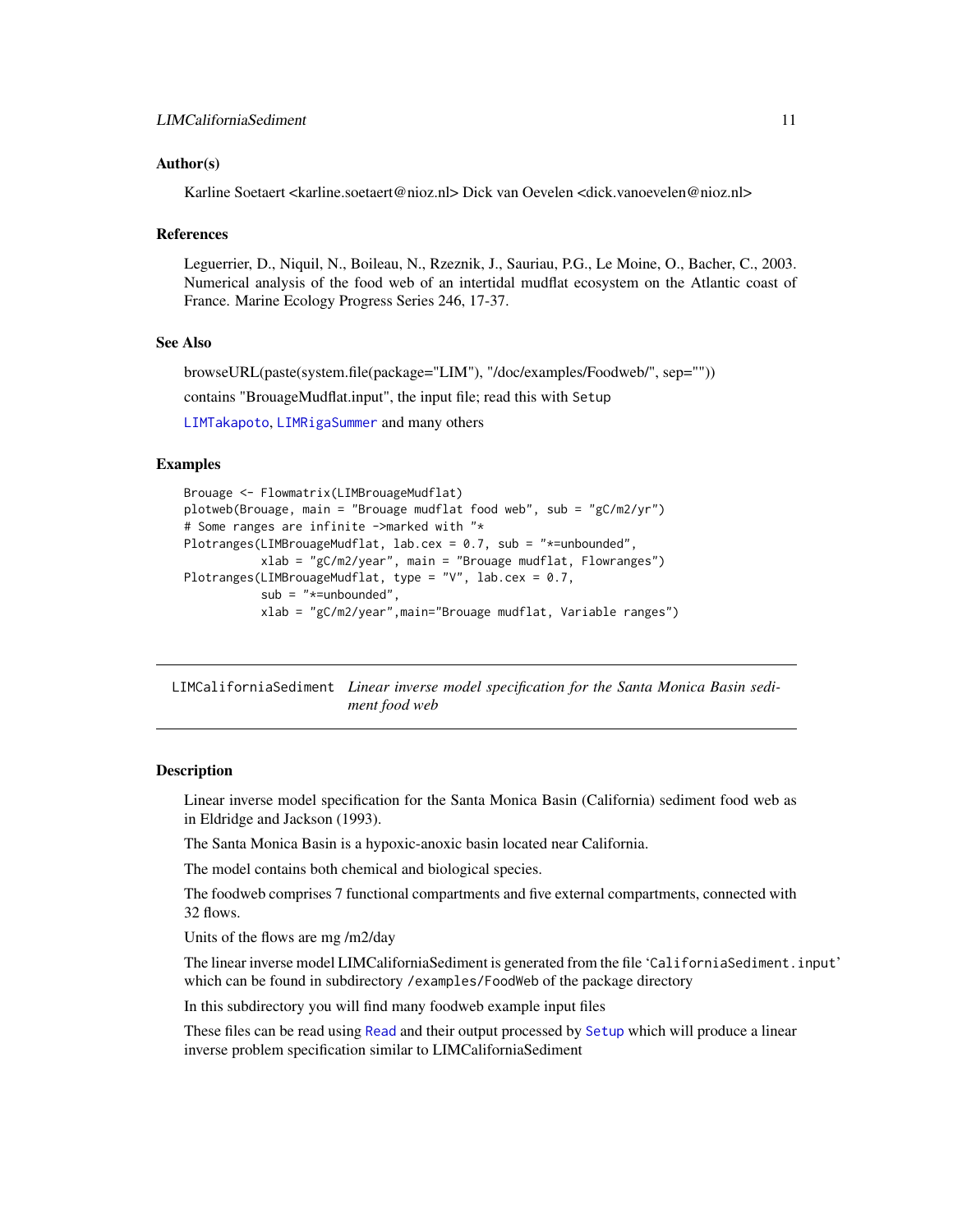### Author(s)

Karline Soetaert <karline.soetaert@nioz.nl> Dick van Oevelen <dick.vanoevelen@nioz.nl>

### References

Leguerrier, D., Niquil, N., Boileau, N., Rzeznik, J., Sauriau, P.G., Le Moine, O., Bacher, C., 2003. Numerical analysis of the food web of an intertidal mudflat ecosystem on the Atlantic coast of France. Marine Ecology Progress Series 246, 17-37.

### See Also

browseURL(paste(system.file(package="LIM"), "/doc/examples/Foodweb/", sep=""))

contains "BrouageMudflat.input", the input file; read this with `Setup`

`LIMTakapoto`, `LIMRigaSummer` and many others

### Examples

```
Brouage <- Flowmatrix(LIMBrouageMudflat)
plotweb(Brouage, main = "Brouage mudflat food web", sub = "gC/m2/yr")
# Some ranges are infinite ->marked with "*
Plotranges(LIMBrouageMudflat, lab.cex = 0.7, sub = "*=unbounded",
           xlab = "gC/m2/year", main = "Brouage mudflat, Flowranges")
Plotranges(LIMBrouageMudflat, type = "V", lab.cex = 0.7,
           sub = "*=unbounded",
           xlab = "gC/m2/year",main="Brouage mudflat, Variable ranges")
```

---

## LIMCaliforniaSediment *Linear inverse model specification for the Santa Monica Basin sediment food web*

---

### Description

Linear inverse model specification for the Santa Monica Basin (California) sediment food web as in Eldridge and Jackson (1993).

The Santa Monica Basin is a hypoxic-anoxic basin located near California.

The model contains both chemical and biological species.

The foodweb comprises 7 functional compartments and five external compartments, connected with 32 flows.

Units of the flows are mg /m2/day

The linear inverse model LIMCaliforniaSediment is generated from the file '`CaliforniaSediment.input`' which can be found in subdirectory `/examples/FoodWeb` of the package directory

In this subdirectory you will find many foodweb example input files

These files can be read using `Read` and their output processed by `Setup` which will produce a linear inverse problem specification similar to LIMCaliforniaSediment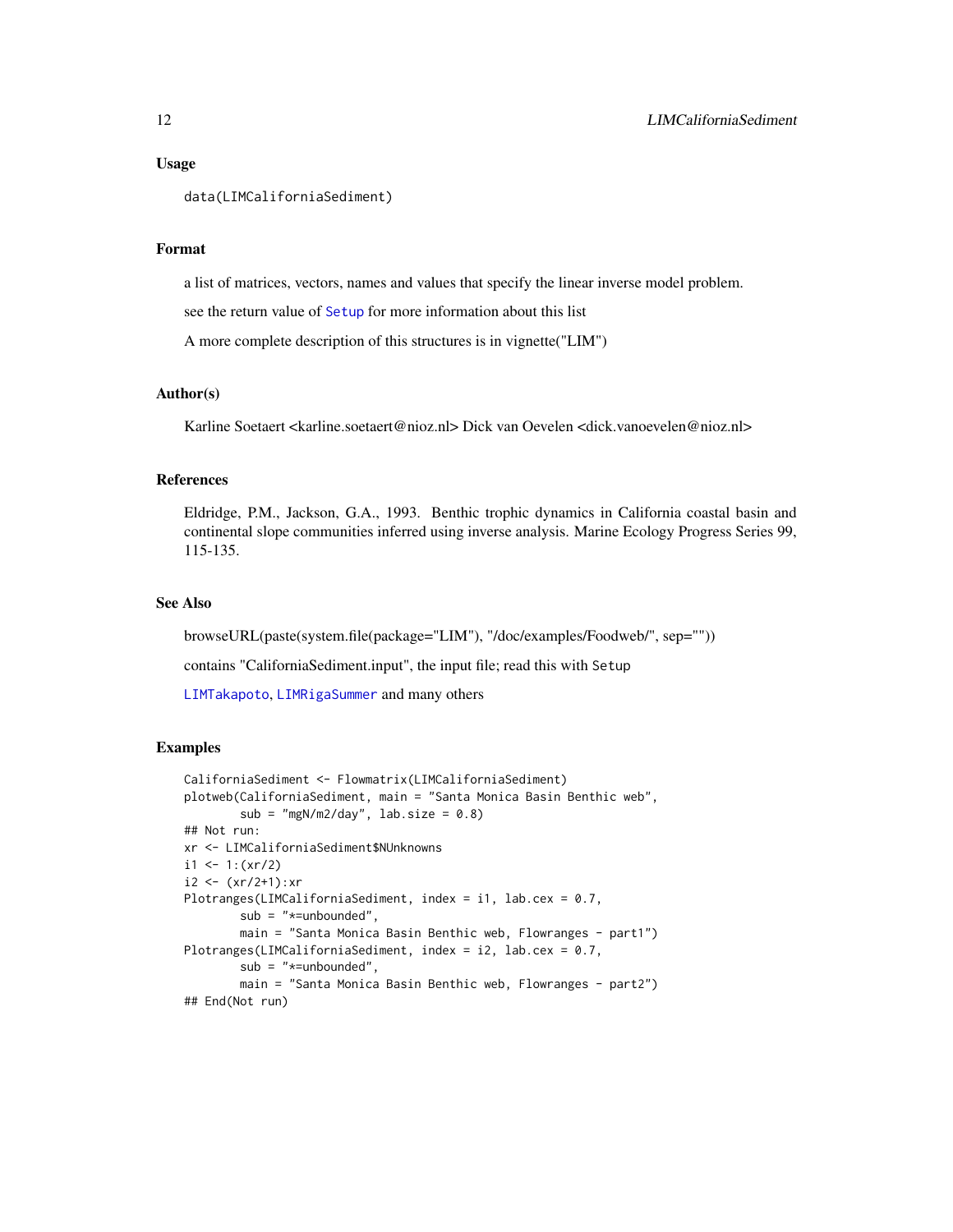### Usage

```
data(LIMCaliforniaSediment)
```

### Format

a list of matrices, vectors, names and values that specify the linear inverse model problem.

see the return value of `Setup` for more information about this list

A more complete description of this structures is in vignette("LIM")

### Author(s)

Karline Soetaert <karline.soetaert@nioz.nl> Dick van Oevelen <dick.vanoevelen@nioz.nl>

### References

Eldridge, P.M., Jackson, G.A., 1993. Benthic trophic dynamics in California coastal basin and continental slope communities inferred using inverse analysis. Marine Ecology Progress Series 99, 115-135.

### See Also

browseURL(paste(system.file(package="LIM"), "/doc/examples/Foodweb/", sep=""))

contains "CaliforniaSediment.input", the input file; read this with `Setup`

`LIMTakapoto`, `LIMRigaSummer` and many others

### Examples

```
CaliforniaSediment <- Flowmatrix(LIMCaliforniaSediment)
plotweb(CaliforniaSediment, main = "Santa Monica Basin Benthic web",
        sub = "mgN/m2/day", lab.size = 0.8)
## Not run:
xr <- LIMCaliforniaSediment$NUnknowns
i1 <- 1:(xr/2)
i2 <- (xr/2+1):xr
Plotranges(LIMCaliforniaSediment, index = i1, lab.cex = 0.7,
        sub = "*=unbounded",
        main = "Santa Monica Basin Benthic web, Flowranges - part1")
Plotranges(LIMCaliforniaSediment, index = i2, lab.cex = 0.7,
        sub = "*=unbounded",
        main = "Santa Monica Basin Benthic web, Flowranges - part2")
## End(Not run)
```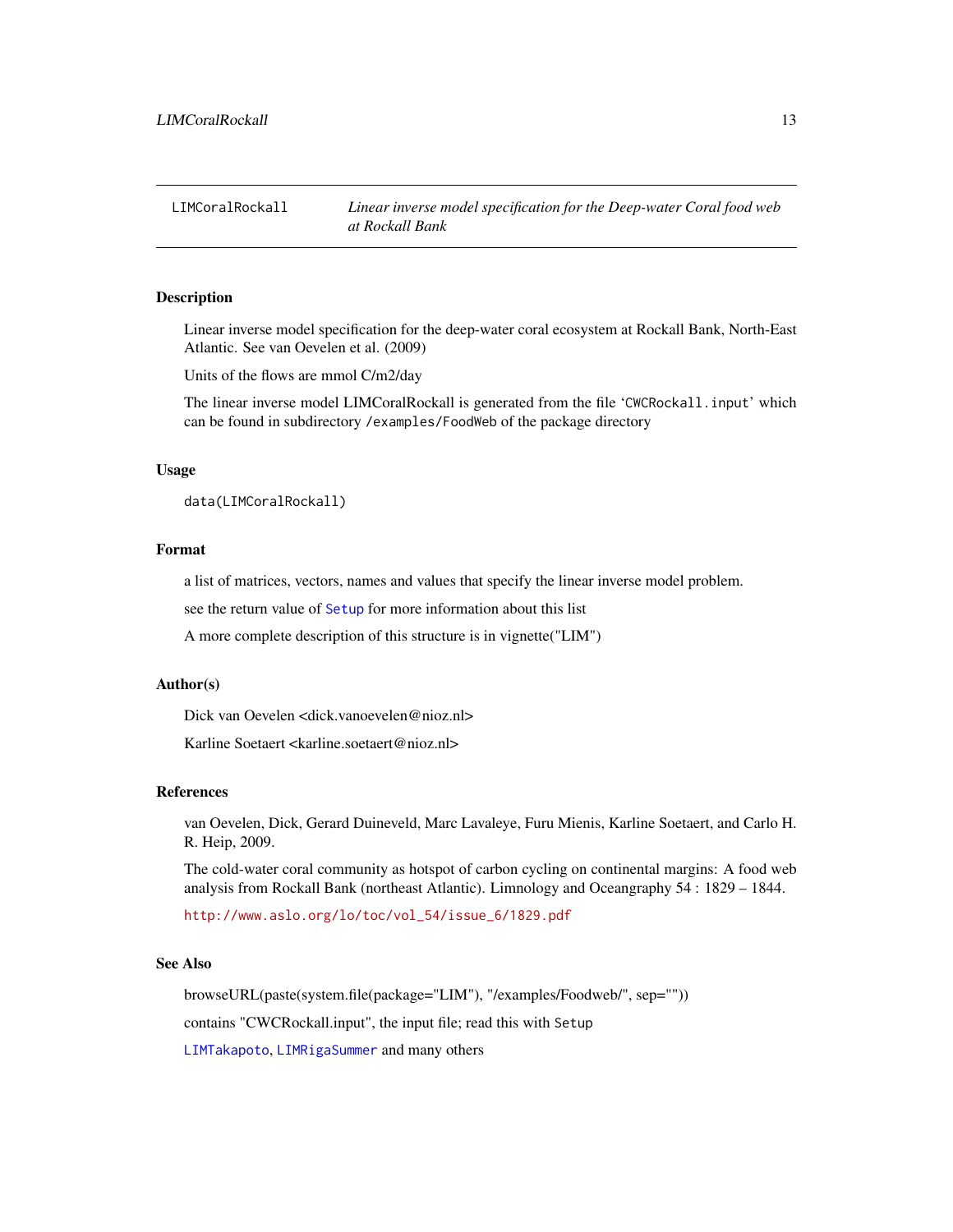LIMCoralRockall    *Linear inverse model specification for the Deep-water Coral food web at Rockall Bank*

## Description

Linear inverse model specification for the deep-water coral ecosystem at Rockall Bank, North-East Atlantic. See van Oevelen et al. (2009)

Units of the flows are mmol C/m2/day

The linear inverse model LIMCoralRockall is generated from the file 'CWCRockall.input' which can be found in subdirectory /examples/FoodWeb of the package directory

## Usage

```
data(LIMCoralRockall)
```

## Format

a list of matrices, vectors, names and values that specify the linear inverse model problem.

see the return value of Setup for more information about this list

A more complete description of this structure is in vignette("LIM")

## Author(s)

Dick van Oevelen <dick.vanoevelen@nioz.nl>

Karline Soetaert <karline.soetaert@nioz.nl>

## References

van Oevelen, Dick, Gerard Duineveld, Marc Lavaleye, Furu Mienis, Karline Soetaert, and Carlo H. R. Heip, 2009.

The cold-water coral community as hotspot of carbon cycling on continental margins: A food web analysis from Rockall Bank (northeast Atlantic). Limnology and Oceangraphy 54 : 1829 – 1844.

http://www.aslo.org/lo/toc/vol_54/issue_6/1829.pdf

## See Also

browseURL(paste(system.file(package="LIM"), "/examples/Foodweb/", sep=""))

contains "CWCRockall.input", the input file; read this with Setup

LIMTakapoto, LIMRigaSummer and many others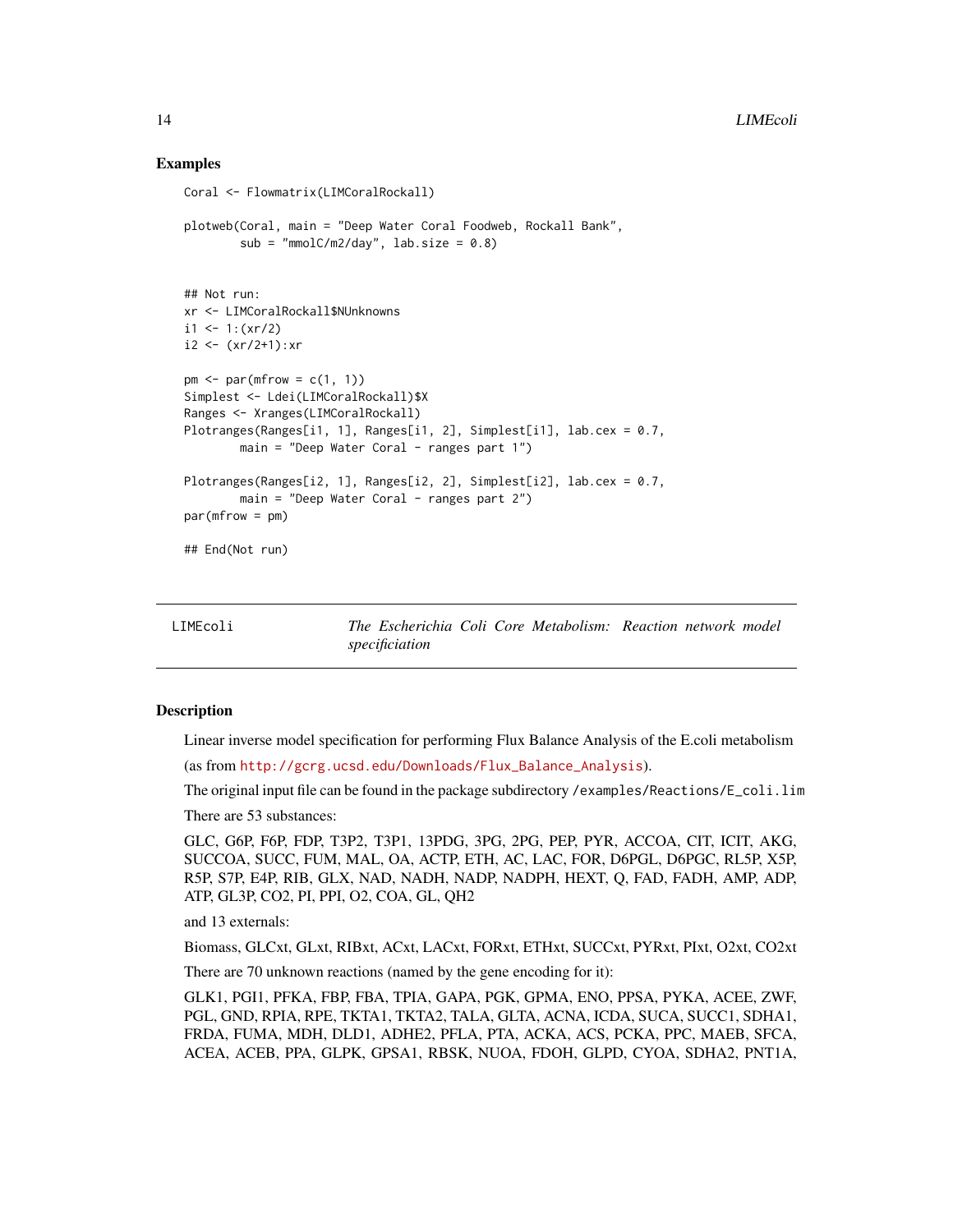### Examples

```
Coral <- Flowmatrix(LIMCoralRockall)

plotweb(Coral, main = "Deep Water Coral Foodweb, Rockall Bank",
        sub = "mmolC/m2/day", lab.size = 0.8)


## Not run:
xr <- LIMCoralRockall$NUnknowns
i1 <- 1:(xr/2)
i2 <- (xr/2+1):xr

pm <- par(mfrow = c(1, 1))
Simplest <- Ldei(LIMCoralRockall)$X
Ranges <- Xranges(LIMCoralRockall)
Plotranges(Ranges[i1, 1], Ranges[i1, 2], Simplest[i1], lab.cex = 0.7,
        main = "Deep Water Coral - ranges part 1")

Plotranges(Ranges[i2, 1], Ranges[i2, 2], Simplest[i2], lab.cex = 0.7,
        main = "Deep Water Coral - ranges part 2")
par(mfrow = pm)

## End(Not run)
```

---

## LIMEcoli — *The Escherichia Coli Core Metabolism: Reaction network model specificiation*

---

### Description

Linear inverse model specification for performing Flux Balance Analysis of the E.coli metabolism (as from http://gcrg.ucsd.edu/Downloads/Flux_Balance_Analysis).

The original input file can be found in the package subdirectory /examples/Reactions/E_coli.lim

There are 53 substances:

GLC, G6P, F6P, FDP, T3P2, T3P1, 13PDG, 3PG, 2PG, PEP, PYR, ACCOA, CIT, ICIT, AKG, SUCCOA, SUCC, FUM, MAL, OA, ACTP, ETH, AC, LAC, FOR, D6PGL, D6PGC, RL5P, X5P, R5P, S7P, E4P, RIB, GLX, NAD, NADH, NADP, NADPH, HEXT, Q, FAD, FADH, AMP, ADP, ATP, GL3P, CO2, PI, PPI, O2, COA, GL, QH2

and 13 externals:

Biomass, GLCxt, GLxt, RIBxt, ACxt, LACxt, FORxt, ETHxt, SUCCxt, PYRxt, PIxt, O2xt, CO2xt

There are 70 unknown reactions (named by the gene encoding for it):

GLK1, PGI1, PFKA, FBP, FBA, TPIA, GAPA, PGK, GPMA, ENO, PPSA, PYKA, ACEE, ZWF, PGL, GND, RPIA, RPE, TKTA1, TKTA2, TALA, GLTA, ACNA, ICDA, SUCA, SUCC1, SDHA1, FRDA, FUMA, MDH, DLD1, ADHE2, PFLA, PTA, ACKA, ACS, PCKA, PPC, MAEB, SFCA, ACEA, ACEB, PPA, GLPK, GPSA1, RBSK, NUOA, FDOH, GLPD, CYOA, SDHA2, PNT1A,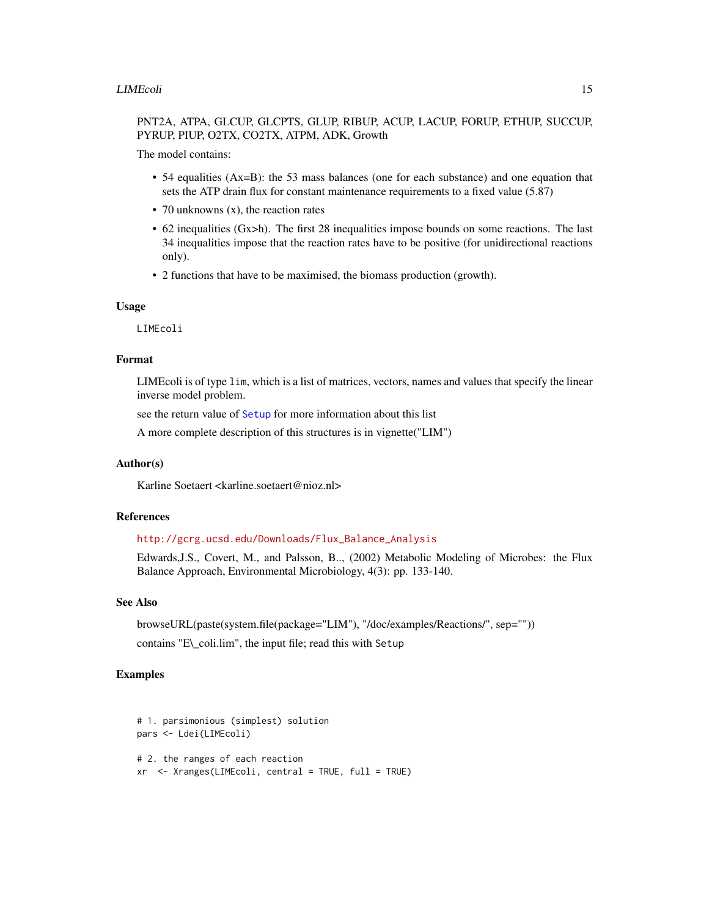PNT2A, ATPA, GLCUP, GLCPTS, GLUP, RIBUP, ACUP, LACUP, FORUP, ETHUP, SUCCUP, PYRUP, PIUP, O2TX, CO2TX, ATPM, ADK, Growth

The model contains:

- 54 equalities (Ax=B): the 53 mass balances (one for each substance) and one equation that sets the ATP drain flux for constant maintenance requirements to a fixed value (5.87)
- 70 unknowns (x), the reaction rates
- 62 inequalities (Gx>h). The first 28 inequalities impose bounds on some reactions. The last 34 inequalities impose that the reaction rates have to be positive (for unidirectional reactions only).
- 2 functions that have to be maximised, the biomass production (growth).

### Usage

```
LIMEcoli
```

### Format

LIMEcoli is of type `lim`, which is a list of matrices, vectors, names and values that specify the linear inverse model problem.

see the return value of `Setup` for more information about this list

A more complete description of this structures is in vignette("LIM")

### Author(s)

Karline Soetaert <karline.soetaert@nioz.nl>

### References

http://gcrg.ucsd.edu/Downloads/Flux_Balance_Analysis

Edwards,J.S., Covert, M., and Palsson, B.., (2002) Metabolic Modeling of Microbes: the Flux Balance Approach, Environmental Microbiology, 4(3): pp. 133-140.

### See Also

browseURL(paste(system.file(package="LIM"), "/doc/examples/Reactions/", sep=""))

contains "E\_coli.lim", the input file; read this with `Setup`

### Examples

```
# 1. parsimonious (simplest) solution
pars <- Ldei(LIMEcoli)

# 2. the ranges of each reaction
xr  <- Xranges(LIMEcoli, central = TRUE, full = TRUE)
```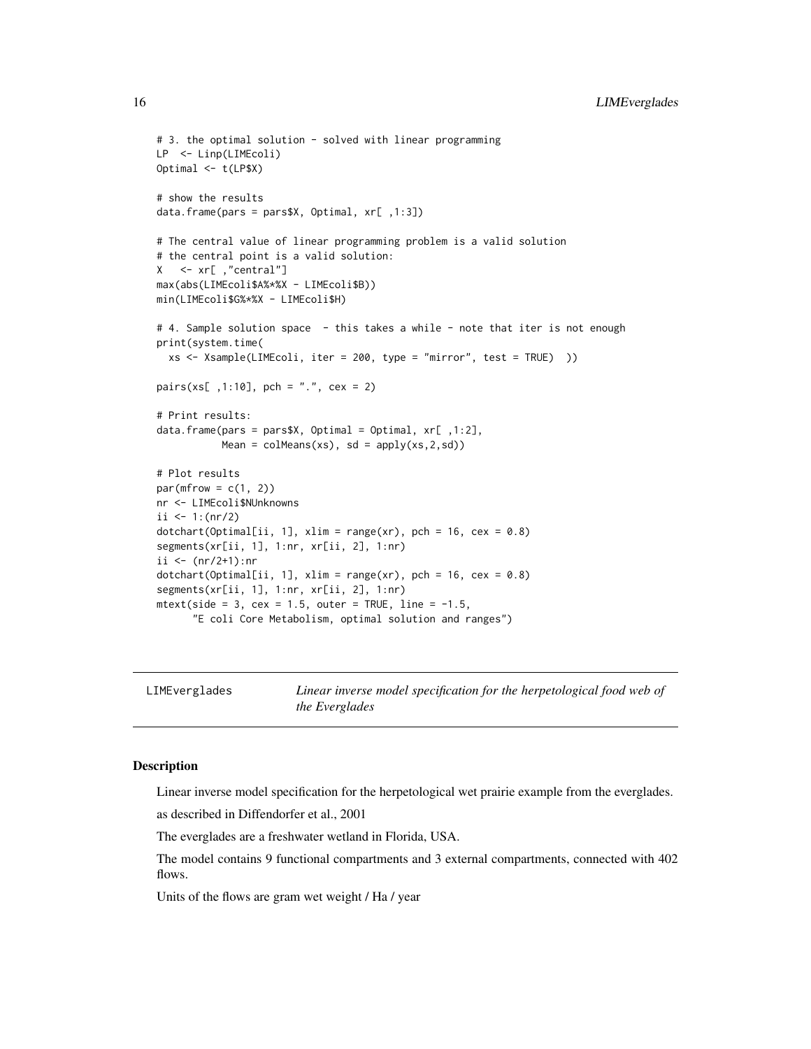```
# 3. the optimal solution - solved with linear programming
LP  <- Linp(LIMEcoli)
Optimal <- t(LP$X)

# show the results
data.frame(pars = pars$X, Optimal, xr[ ,1:3])

# The central value of linear programming problem is a valid solution
# the central point is a valid solution:
X   <- xr[ ,"central"]
max(abs(LIMEcoli$A%*%X - LIMEcoli$B))
min(LIMEcoli$G%*%X - LIMEcoli$H)

# 4. Sample solution space  - this takes a while - note that iter is not enough
print(system.time(
  xs <- Xsample(LIMEcoli, iter = 200, type = "mirror", test = TRUE)  ))

pairs(xs[ ,1:10], pch = ".", cex = 2)

# Print results:
data.frame(pars = pars$X, Optimal = Optimal, xr[ ,1:2],
           Mean = colMeans(xs), sd = apply(xs,2,sd))

# Plot results
par(mfrow = c(1, 2))
nr <- LIMEcoli$NUnknowns
ii <- 1:(nr/2)
dotchart(Optimal[ii, 1], xlim = range(xr), pch = 16, cex = 0.8)
segments(xr[ii, 1], 1:nr, xr[ii, 2], 1:nr)
ii <- (nr/2+1):nr
dotchart(Optimal[ii, 1], xlim = range(xr), pch = 16, cex = 0.8)
segments(xr[ii, 1], 1:nr, xr[ii, 2], 1:nr)
mtext(side = 3, cex = 1.5, outer = TRUE, line = -1.5,
      "E coli Core Metabolism, optimal solution and ranges")
```

---

LIMEverglades — *Linear inverse model specification for the herpetological food web of the Everglades*

---

## Description

Linear inverse model specification for the herpetological wet prairie example from the everglades.

as described in Diffendorfer et al., 2001

The everglades are a freshwater wetland in Florida, USA.

The model contains 9 functional compartments and 3 external compartments, connected with 402 flows.

Units of the flows are gram wet weight / Ha / year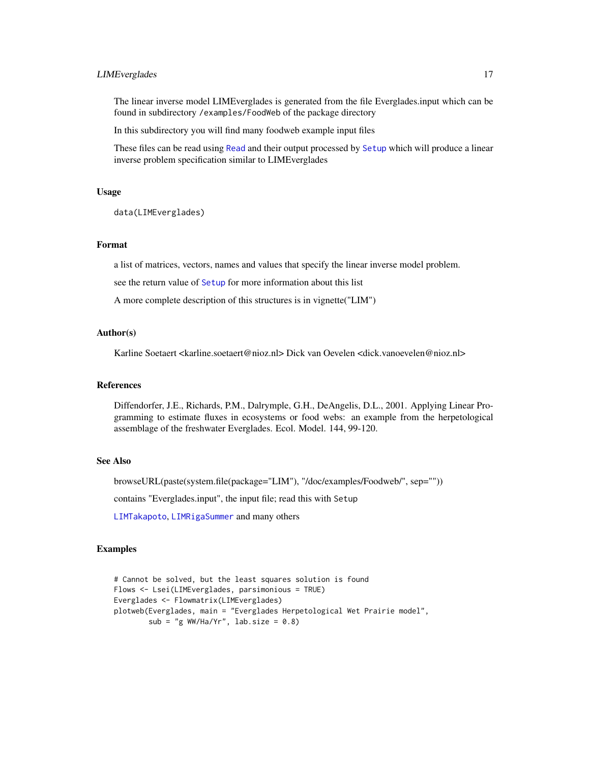The linear inverse model LIMEverglades is generated from the file Everglades.input which can be found in subdirectory `/examples/FoodWeb` of the package directory

In this subdirectory you will find many foodweb example input files

These files can be read using `Read` and their output processed by `Setup` which will produce a linear inverse problem specification similar to LIMEverglades

## Usage

```
data(LIMEverglades)
```

## Format

a list of matrices, vectors, names and values that specify the linear inverse model problem.

see the return value of `Setup` for more information about this list

A more complete description of this structures is in vignette("LIM")

## Author(s)

Karline Soetaert <karline.soetaert@nioz.nl> Dick van Oevelen <dick.vanoevelen@nioz.nl>

## References

Diffendorfer, J.E., Richards, P.M., Dalrymple, G.H., DeAngelis, D.L., 2001. Applying Linear Programming to estimate fluxes in ecosystems or food webs: an example from the herpetological assemblage of the freshwater Everglades. Ecol. Model. 144, 99-120.

## See Also

browseURL(paste(system.file(package="LIM"), "/doc/examples/Foodweb/", sep=""))

contains "Everglades.input", the input file; read this with `Setup`

`LIMTakapoto`, `LIMRigaSummer` and many others

## Examples

```
# Cannot be solved, but the least squares solution is found
Flows <- Lsei(LIMEverglades, parsimonious = TRUE)
Everglades <- Flowmatrix(LIMEverglades)
plotweb(Everglades, main = "Everglades Herpetological Wet Prairie model",
        sub = "g WW/Ha/Yr", lab.size = 0.8)
```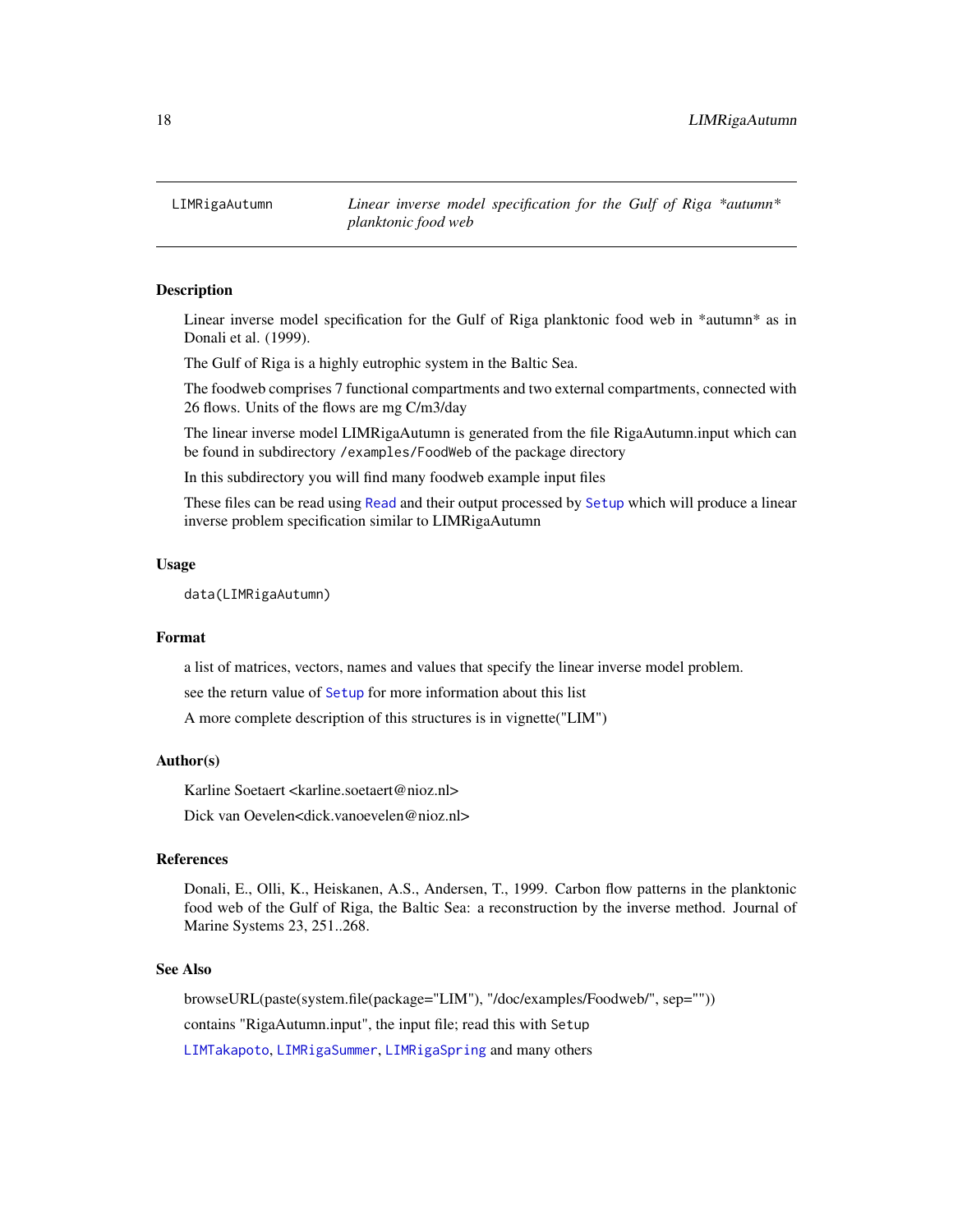LIMRigaAutumn — *Linear inverse model specification for the Gulf of Riga *autumn* planktonic food web*

## Description

Linear inverse model specification for the Gulf of Riga planktonic food web in *autumn* as in Donali et al. (1999).

The Gulf of Riga is a highly eutrophic system in the Baltic Sea.

The foodweb comprises 7 functional compartments and two external compartments, connected with 26 flows. Units of the flows are mg C/m3/day

The linear inverse model LIMRigaAutumn is generated from the file RigaAutumn.input which can be found in subdirectory `/examples/FoodWeb` of the package directory

In this subdirectory you will find many foodweb example input files

These files can be read using `Read` and their output processed by `Setup` which will produce a linear inverse problem specification similar to LIMRigaAutumn

## Usage

```
data(LIMRigaAutumn)
```

## Format

a list of matrices, vectors, names and values that specify the linear inverse model problem.

see the return value of `Setup` for more information about this list

A more complete description of this structures is in vignette("LIM")

## Author(s)

Karline Soetaert <karline.soetaert@nioz.nl>

Dick van Oevelen<dick.vanoevelen@nioz.nl>

## References

Donali, E., Olli, K., Heiskanen, A.S., Andersen, T., 1999. Carbon flow patterns in the planktonic food web of the Gulf of Riga, the Baltic Sea: a reconstruction by the inverse method. Journal of Marine Systems 23, 251..268.

## See Also

browseURL(paste(system.file(package="LIM"), "/doc/examples/Foodweb/", sep=""))

contains "RigaAutumn.input", the input file; read this with `Setup`

`LIMTakapoto`, `LIMRigaSummer`, `LIMRigaSpring` and many others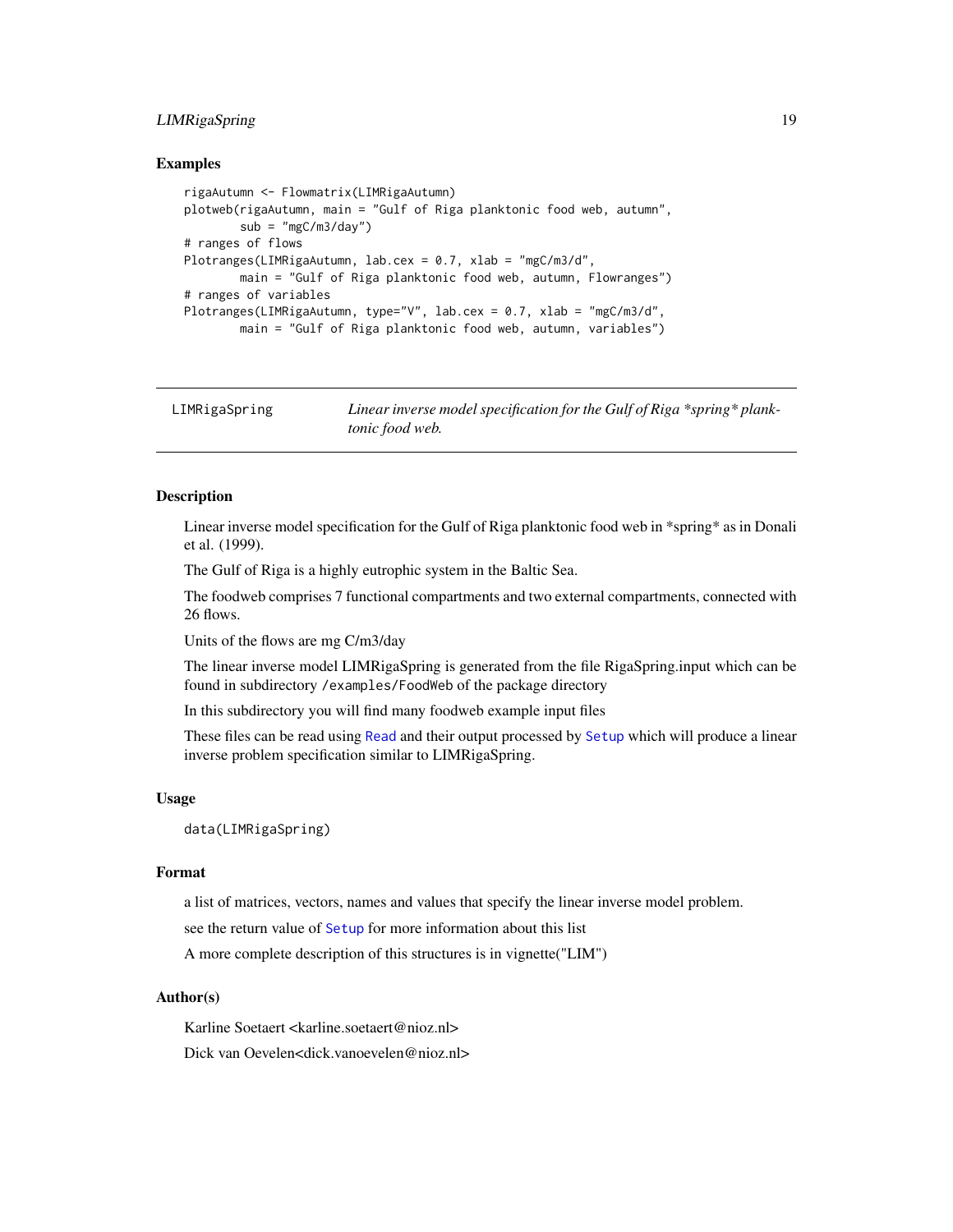### Examples

```
rigaAutumn <- Flowmatrix(LIMRigaAutumn)
plotweb(rigaAutumn, main = "Gulf of Riga planktonic food web, autumn",
        sub = "mgC/m3/day")
# ranges of flows
Plotranges(LIMRigaAutumn, lab.cex = 0.7, xlab = "mgC/m3/d",
        main = "Gulf of Riga planktonic food web, autumn, Flowranges")
# ranges of variables
Plotranges(LIMRigaAutumn, type="V", lab.cex = 0.7, xlab = "mgC/m3/d",
        main = "Gulf of Riga planktonic food web, autumn, variables")
```

---

## LIMRigaSpring — *Linear inverse model specification for the Gulf of Riga *spring* planktonic food web.*

### Description

Linear inverse model specification for the Gulf of Riga planktonic food web in *spring* as in Donali et al. (1999).

The Gulf of Riga is a highly eutrophic system in the Baltic Sea.

The foodweb comprises 7 functional compartments and two external compartments, connected with 26 flows.

Units of the flows are mg C/m3/day

The linear inverse model LIMRigaSpring is generated from the file RigaSpring.input which can be found in subdirectory `/examples/FoodWeb` of the package directory

In this subdirectory you will find many foodweb example input files

These files can be read using `Read` and their output processed by `Setup` which will produce a linear inverse problem specification similar to LIMRigaSpring.

### Usage

```
data(LIMRigaSpring)
```

### Format

a list of matrices, vectors, names and values that specify the linear inverse model problem.

see the return value of `Setup` for more information about this list

A more complete description of this structures is in vignette("LIM")

### Author(s)

Karline Soetaert <karline.soetaert@nioz.nl>

Dick van Oevelen<dick.vanoevelen@nioz.nl>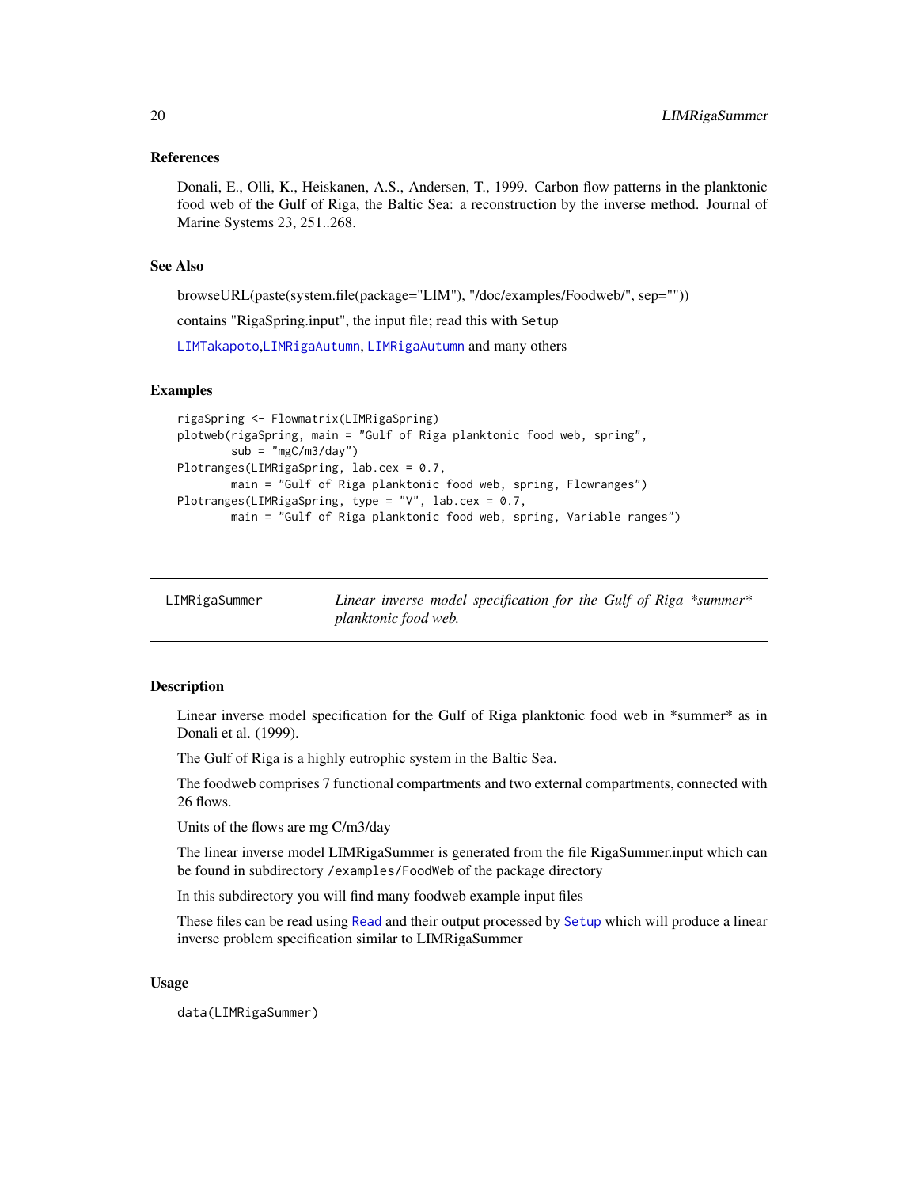### References

Donali, E., Olli, K., Heiskanen, A.S., Andersen, T., 1999. Carbon flow patterns in the planktonic food web of the Gulf of Riga, the Baltic Sea: a reconstruction by the inverse method. Journal of Marine Systems 23, 251..268.

### See Also

browseURL(paste(system.file(package="LIM"), "/doc/examples/Foodweb/", sep=""))

contains "RigaSpring.input", the input file; read this with `Setup`

`LIMTakapoto`,`LIMRigaAutumn`, `LIMRigaAutumn` and many others

### Examples

```
rigaSpring <- Flowmatrix(LIMRigaSpring)
plotweb(rigaSpring, main = "Gulf of Riga planktonic food web, spring",
        sub = "mgC/m3/day")
Plotranges(LIMRigaSpring, lab.cex = 0.7,
        main = "Gulf of Riga planktonic food web, spring, Flowranges")
Plotranges(LIMRigaSpring, type = "V", lab.cex = 0.7,
        main = "Gulf of Riga planktonic food web, spring, Variable ranges")
```

---

## LIMRigaSummer — *Linear inverse model specification for the Gulf of Riga *summer* planktonic food web.*

### Description

Linear inverse model specification for the Gulf of Riga planktonic food web in *summer* as in Donali et al. (1999).

The Gulf of Riga is a highly eutrophic system in the Baltic Sea.

The foodweb comprises 7 functional compartments and two external compartments, connected with 26 flows.

Units of the flows are mg C/m3/day

The linear inverse model LIMRigaSummer is generated from the file RigaSummer.input which can be found in subdirectory `/examples/FoodWeb` of the package directory

In this subdirectory you will find many foodweb example input files

These files can be read using `Read` and their output processed by `Setup` which will produce a linear inverse problem specification similar to LIMRigaSummer

### Usage

```
data(LIMRigaSummer)
```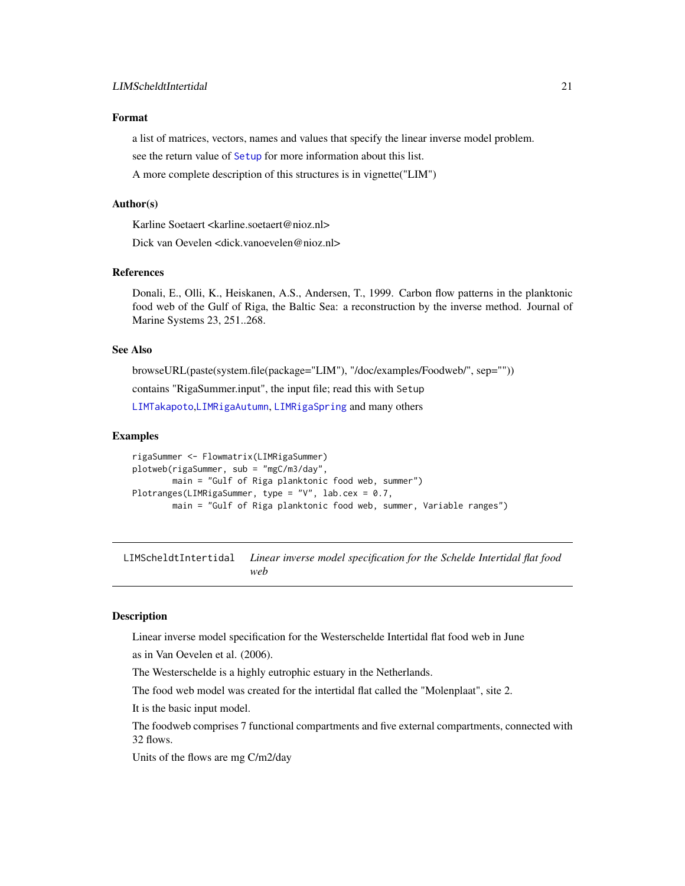### Format

a list of matrices, vectors, names and values that specify the linear inverse model problem.

see the return value of `Setup` for more information about this list.

A more complete description of this structures is in vignette("LIM")

### Author(s)

Karline Soetaert <karline.soetaert@nioz.nl>

Dick van Oevelen <dick.vanoevelen@nioz.nl>

### References

Donali, E., Olli, K., Heiskanen, A.S., Andersen, T., 1999. Carbon flow patterns in the planktonic food web of the Gulf of Riga, the Baltic Sea: a reconstruction by the inverse method. Journal of Marine Systems 23, 251..268.

### See Also

browseURL(paste(system.file(package="LIM"), "/doc/examples/Foodweb/", sep=""))

contains "RigaSummer.input", the input file; read this with `Setup`

`LIMTakapoto`,`LIMRigaAutumn`, `LIMRigaSpring` and many others

### Examples

```
rigaSummer <- Flowmatrix(LIMRigaSummer)
plotweb(rigaSummer, sub = "mgC/m3/day",
        main = "Gulf of Riga planktonic food web, summer")
Plotranges(LIMRigaSummer, type = "V", lab.cex = 0.7,
        main = "Gulf of Riga planktonic food web, summer, Variable ranges")
```

---

## LIMScheldtIntertidal — *Linear inverse model specification for the Schelde Intertidal flat food web*

---

### Description

Linear inverse model specification for the Westerschelde Intertidal flat food web in June

as in Van Oevelen et al. (2006).

The Westerschelde is a highly eutrophic estuary in the Netherlands.

The food web model was created for the intertidal flat called the "Molenplaat", site 2.

It is the basic input model.

The foodweb comprises 7 functional compartments and five external compartments, connected with 32 flows.

Units of the flows are mg C/m2/day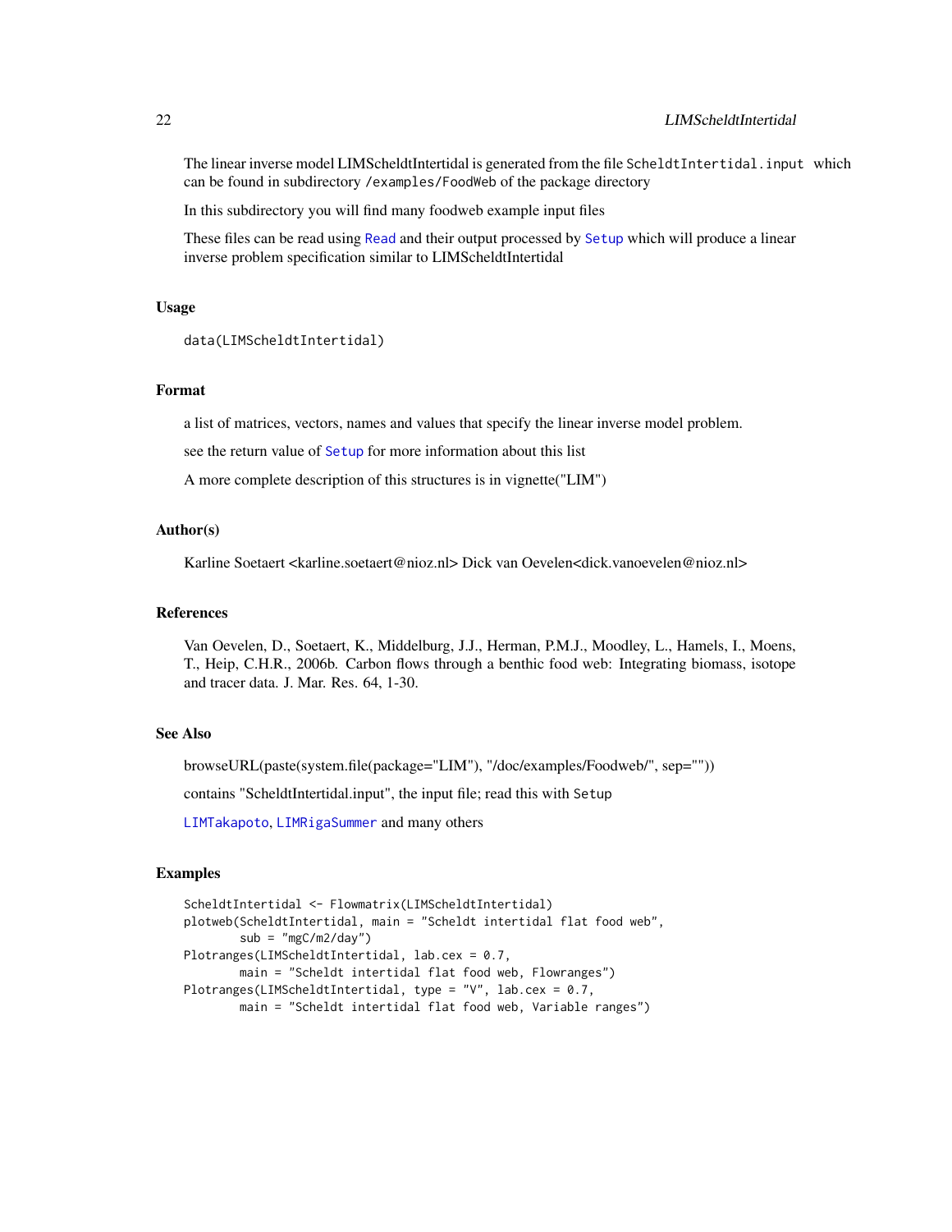The linear inverse model LIMScheldtIntertidal is generated from the file `ScheldtIntertidal.input` which can be found in subdirectory `/examples/FoodWeb` of the package directory

In this subdirectory you will find many foodweb example input files

These files can be read using `Read` and their output processed by `Setup` which will produce a linear inverse problem specification similar to LIMScheldtIntertidal

### Usage

```
data(LIMScheldtIntertidal)
```

### Format

a list of matrices, vectors, names and values that specify the linear inverse model problem.

see the return value of `Setup` for more information about this list

A more complete description of this structures is in vignette("LIM")

### Author(s)

Karline Soetaert <karline.soetaert@nioz.nl> Dick van Oevelen<dick.vanoevelen@nioz.nl>

### References

Van Oevelen, D., Soetaert, K., Middelburg, J.J., Herman, P.M.J., Moodley, L., Hamels, I., Moens, T., Heip, C.H.R., 2006b. Carbon flows through a benthic food web: Integrating biomass, isotope and tracer data. J. Mar. Res. 64, 1-30.

### See Also

browseURL(paste(system.file(package="LIM"), "/doc/examples/Foodweb/", sep=""))

contains "ScheldtIntertidal.input", the input file; read this with `Setup`

`LIMTakapoto`, `LIMRigaSummer` and many others

### Examples

```
ScheldtIntertidal <- Flowmatrix(LIMScheldtIntertidal)
plotweb(ScheldtIntertidal, main = "Scheldt intertidal flat food web",
        sub = "mgC/m2/day")
Plotranges(LIMScheldtIntertidal, lab.cex = 0.7,
        main = "Scheldt intertidal flat food web, Flowranges")
Plotranges(LIMScheldtIntertidal, type = "V", lab.cex = 0.7,
        main = "Scheldt intertidal flat food web, Variable ranges")
```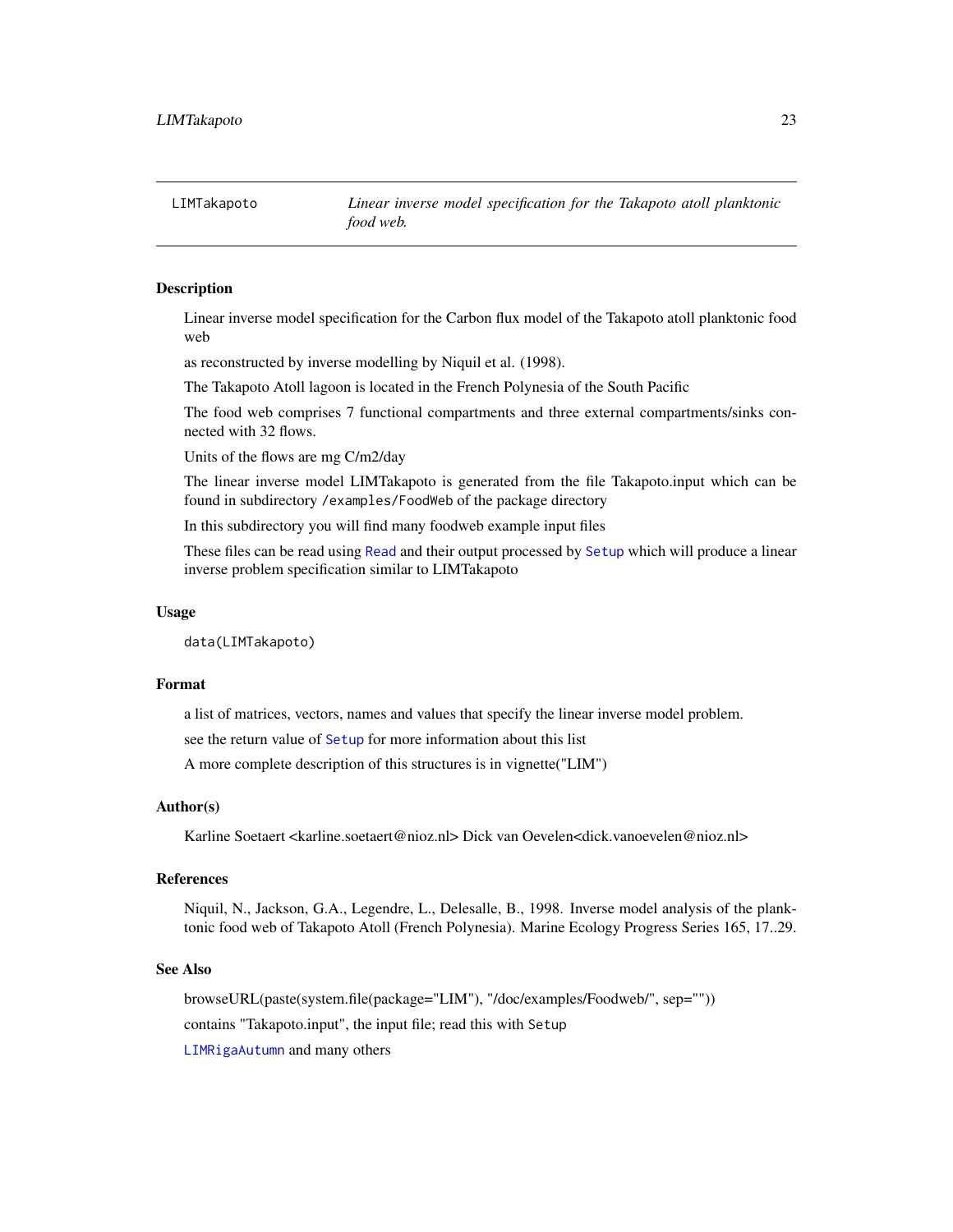`LIMTakapoto` *Linear inverse model specification for the Takapoto atoll planktonic food web.*

## Description

Linear inverse model specification for the Carbon flux model of the Takapoto atoll planktonic food web

as reconstructed by inverse modelling by Niquil et al. (1998).

The Takapoto Atoll lagoon is located in the French Polynesia of the South Pacific

The food web comprises 7 functional compartments and three external compartments/sinks connected with 32 flows.

Units of the flows are mg C/m2/day

The linear inverse model LIMTakapoto is generated from the file Takapoto.input which can be found in subdirectory `/examples/FoodWeb` of the package directory

In this subdirectory you will find many foodweb example input files

These files can be read using `Read` and their output processed by `Setup` which will produce a linear inverse problem specification similar to LIMTakapoto

## Usage

```
data(LIMTakapoto)
```

## Format

a list of matrices, vectors, names and values that specify the linear inverse model problem.

see the return value of `Setup` for more information about this list

A more complete description of this structures is in vignette("LIM")

## Author(s)

Karline Soetaert <karline.soetaert@nioz.nl> Dick van Oevelen<dick.vanoevelen@nioz.nl>

## References

Niquil, N., Jackson, G.A., Legendre, L., Delesalle, B., 1998. Inverse model analysis of the planktonic food web of Takapoto Atoll (French Polynesia). Marine Ecology Progress Series 165, 17..29.

## See Also

browseURL(paste(system.file(package="LIM"), "/doc/examples/Foodweb/", sep=""))

contains "Takapoto.input", the input file; read this with `Setup`

`LIMRigaAutumn` and many others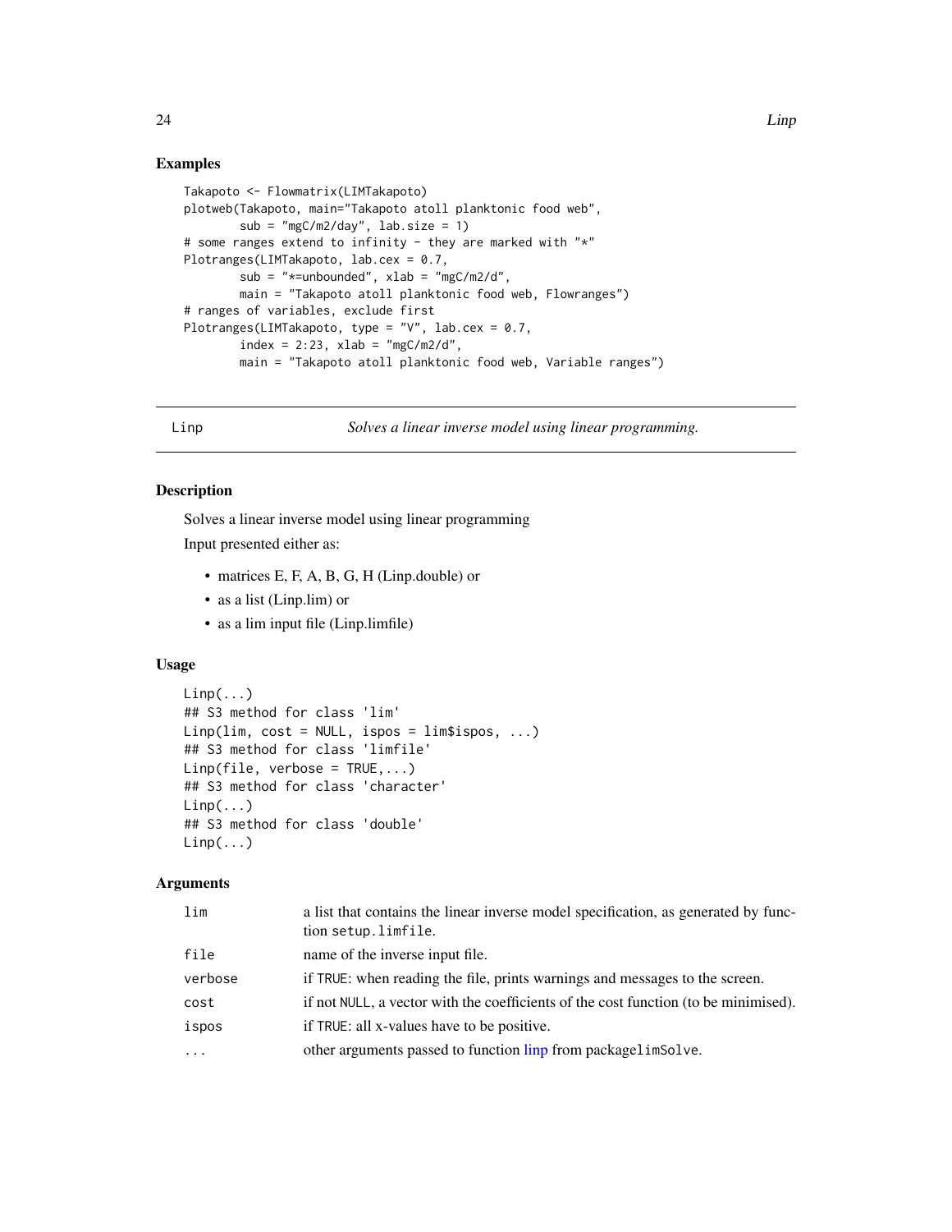## Examples

```
Takapoto <- Flowmatrix(LIMTakapoto)
plotweb(Takapoto, main="Takapoto atoll planktonic food web",
        sub = "mgC/m2/day", lab.size = 1)
# some ranges extend to infinity - they are marked with "*"
Plotranges(LIMTakapoto, lab.cex = 0.7,
        sub = "*=unbounded", xlab = "mgC/m2/d",
        main = "Takapoto atoll planktonic food web, Flowranges")
# ranges of variables, exclude first
Plotranges(LIMTakapoto, type = "V", lab.cex = 0.7,
        index = 2:23, xlab = "mgC/m2/d",
        main = "Takapoto atoll planktonic food web, Variable ranges")
```

---

# Linp — *Solves a linear inverse model using linear programming.*

## Description

Solves a linear inverse model using linear programming

Input presented either as:

- matrices E, F, A, B, G, H (Linp.double) or
- as a list (Linp.lim) or
- as a lim input file (Linp.limfile)

## Usage

```
Linp(...)
## S3 method for class 'lim'
Linp(lim, cost = NULL, ispos = lim$ispos, ...)
## S3 method for class 'limfile'
Linp(file, verbose = TRUE,...)
## S3 method for class 'character'
Linp(...)
## S3 method for class 'double'
Linp(...)
```

## Arguments

| | |
|---|---|
| `lim` | a list that contains the linear inverse model specification, as generated by function `setup.limfile`. |
| `file` | name of the inverse input file. |
| `verbose` | if `TRUE`: when reading the file, prints warnings and messages to the screen. |
| `cost` | if not `NULL`, a vector with the coefficients of the cost function (to be minimised). |
| `ispos` | if `TRUE`: all x-values have to be positive. |
| `...` | other arguments passed to function linp from package`limSolve`. |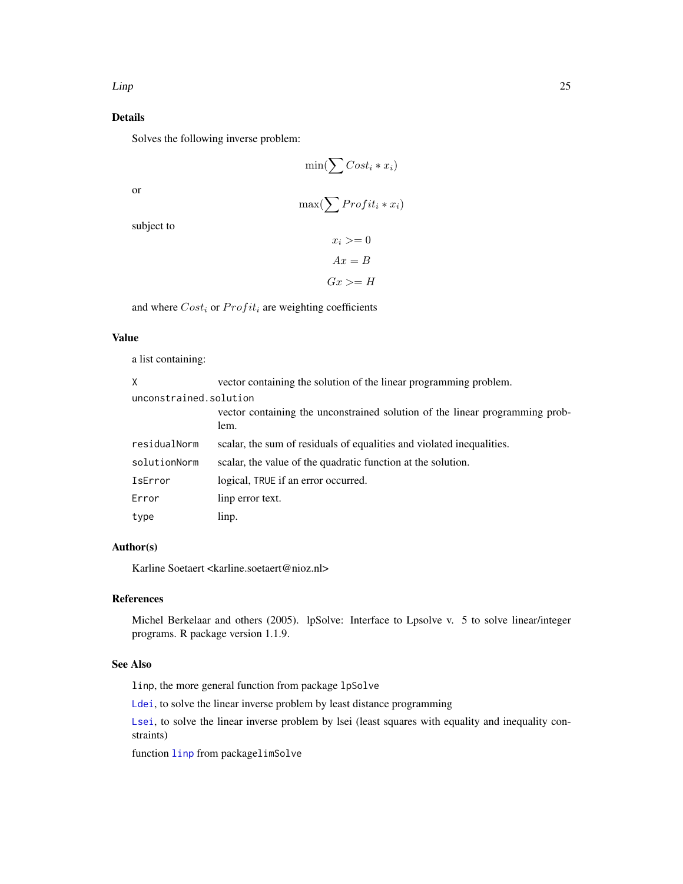## Details

Solves the following inverse problem:

$$\min(\sum Cost_i * x_i)$$

or

$$\max(\sum Profit_i * x_i)$$

subject to

$$x_i >= 0$$

$$Ax = B$$

$$Gx >= H$$

and where $Cost_i$ or $Profit_i$ are weighting coefficients

## Value

a list containing:

| | |
|---|---|
| `X` | vector containing the solution of the linear programming problem. |
| `unconstrained.solution` | vector containing the unconstrained solution of the linear programming problem. |
| `residualNorm` | scalar, the sum of residuals of equalities and violated inequalities. |
| `solutionNorm` | scalar, the value of the quadratic function at the solution. |
| `IsError` | logical, `TRUE` if an error occurred. |
| `Error` | linp error text. |
| `type` | linp. |

## Author(s)

Karline Soetaert <karline.soetaert@nioz.nl>

## References

Michel Berkelaar and others (2005). lpSolve: Interface to Lpsolve v. 5 to solve linear/integer programs. R package version 1.1.9.

## See Also

`linp`, the more general function from package `lpSolve`

`Ldei`, to solve the linear inverse problem by least distance programming

`Lsei`, to solve the linear inverse problem by lsei (least squares with equality and inequality constraints)

function `linp` from package`limSolve`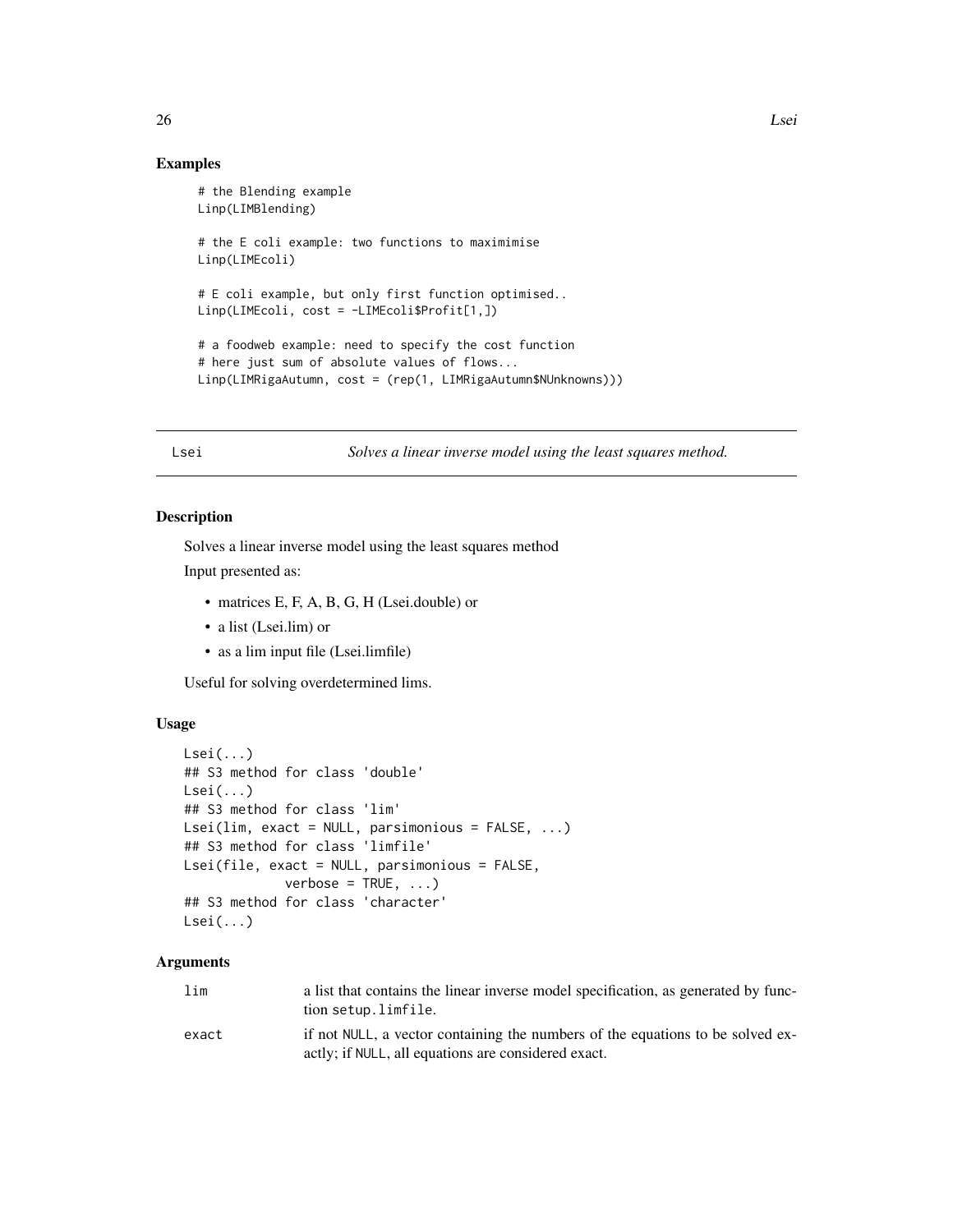## Examples

```
# the Blending example
Linp(LIMBlending)

# the E coli example: two functions to maximimise
Linp(LIMEcoli)

# E coli example, but only first function optimised..
Linp(LIMEcoli, cost = -LIMEcoli$Profit[1,])

# a foodweb example: need to specify the cost function
# here just sum of absolute values of flows...
Linp(LIMRigaAutumn, cost = (rep(1, LIMRigaAutumn$NUnknowns)))
```

---

# Lsei — *Solves a linear inverse model using the least squares method.*

---

## Description

Solves a linear inverse model using the least squares method

Input presented as:

- matrices E, F, A, B, G, H (Lsei.double) or
- a list (Lsei.lim) or
- as a lim input file (Lsei.limfile)

Useful for solving overdetermined lims.

## Usage

```
Lsei(...)
## S3 method for class 'double'
Lsei(...)
## S3 method for class 'lim'
Lsei(lim, exact = NULL, parsimonious = FALSE, ...)
## S3 method for class 'limfile'
Lsei(file, exact = NULL, parsimonious = FALSE,
             verbose = TRUE, ...)
## S3 method for class 'character'
Lsei(...)
```

## Arguments

| | |
|---|---|
| `lim` | a list that contains the linear inverse model specification, as generated by function `setup.limfile`. |
| `exact` | if not `NULL`, a vector containing the numbers of the equations to be solved exactly; if `NULL`, all equations are considered exact. |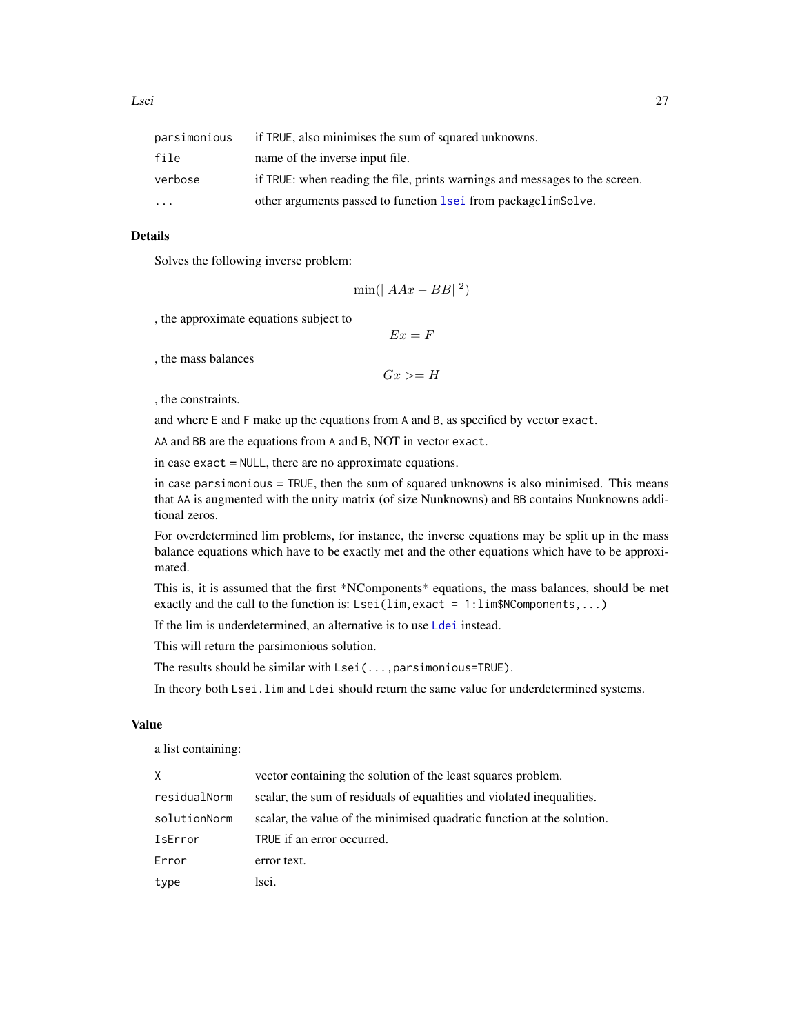| | |
|---|---|
| `parsimonious` | if `TRUE`, also minimises the sum of squared unknowns. |
| `file` | name of the inverse input file. |
| `verbose` | if `TRUE`: when reading the file, prints warnings and messages to the screen. |
| `...` | other arguments passed to function `lsei` from package`limSolve`. |

## Details

Solves the following inverse problem:

$$\min(||AAx - BB||^2)$$

, the approximate equations subject to

$$Ex = F$$

, the mass balances

$$Gx >= H$$

, the constraints.

and where `E` and `F` make up the equations from `A` and `B`, as specified by vector `exact`.

`AA` and `BB` are the equations from `A` and `B`, NOT in vector `exact`.

in case `exact` = `NULL`, there are no approximate equations.

in case `parsimonious` = `TRUE`, then the sum of squared unknowns is also minimised. This means that `AA` is augmented with the unity matrix (of size Nunknowns) and `BB` contains Nunknowns additional zeros.

For overdetermined lim problems, for instance, the inverse equations may be split up in the mass balance equations which have to be exactly met and the other equations which have to be approximated.

This is, it is assumed that the first *NComponents* equations, the mass balances, should be met exactly and the call to the function is: `Lsei(lim,exact = 1:lim$NComponents,...)`

If the lim is underdetermined, an alternative is to use `Ldei` instead.

This will return the parsimonious solution.

The results should be similar with `Lsei(...,parsimonious=TRUE)`.

In theory both `Lsei.lim` and `Ldei` should return the same value for underdetermined systems.

## Value

a list containing:

| | |
|---|---|
| `X` | vector containing the solution of the least squares problem. |
| `residualNorm` | scalar, the sum of residuals of equalities and violated inequalities. |
| `solutionNorm` | scalar, the value of the minimised quadratic function at the solution. |
| `IsError` | `TRUE` if an error occurred. |
| `Error` | error text. |
| `type` | lsei. |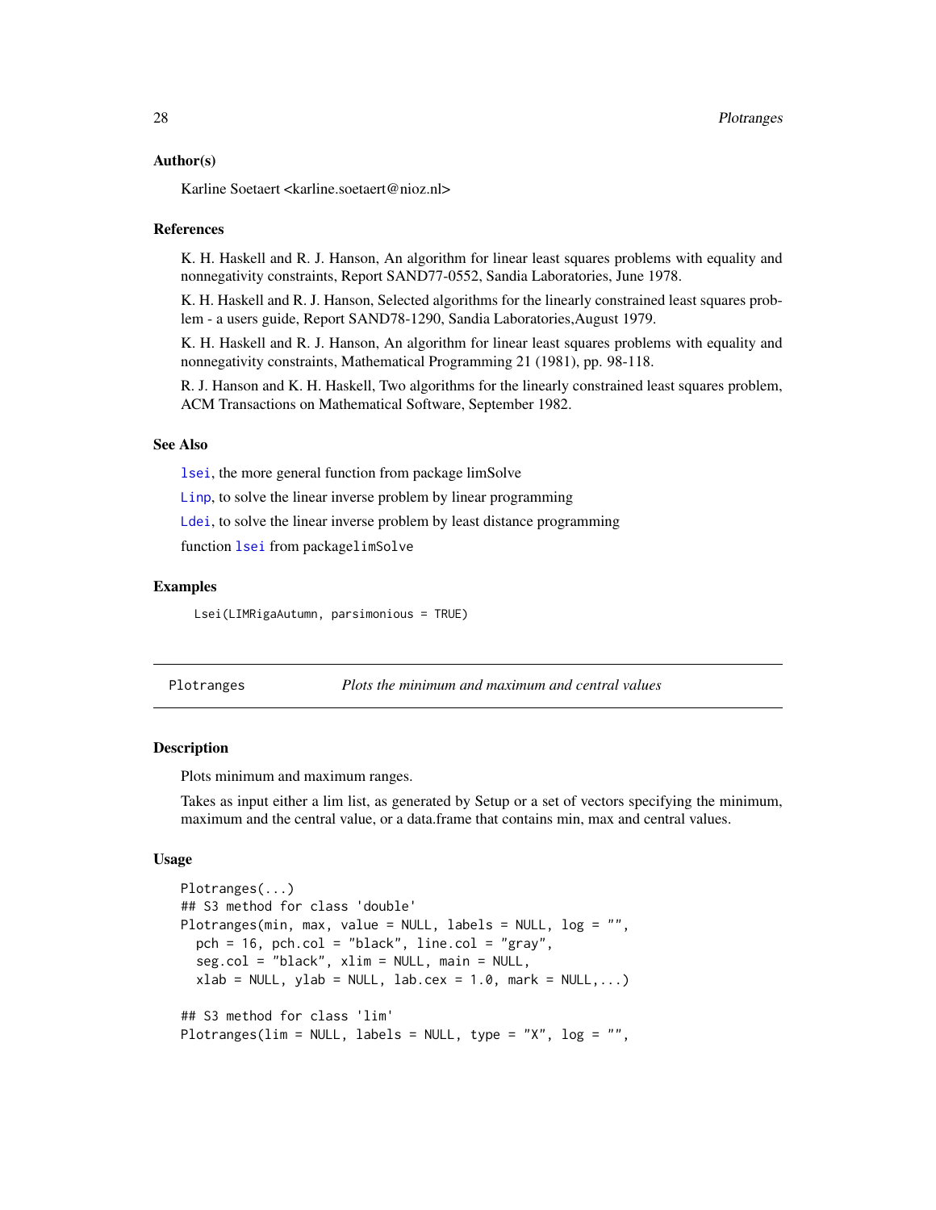### Author(s)

Karline Soetaert <karline.soetaert@nioz.nl>

### References

K. H. Haskell and R. J. Hanson, An algorithm for linear least squares problems with equality and nonnegativity constraints, Report SAND77-0552, Sandia Laboratories, June 1978.

K. H. Haskell and R. J. Hanson, Selected algorithms for the linearly constrained least squares problem - a users guide, Report SAND78-1290, Sandia Laboratories,August 1979.

K. H. Haskell and R. J. Hanson, An algorithm for linear least squares problems with equality and nonnegativity constraints, Mathematical Programming 21 (1981), pp. 98-118.

R. J. Hanson and K. H. Haskell, Two algorithms for the linearly constrained least squares problem, ACM Transactions on Mathematical Software, September 1982.

### See Also

`lsei`, the more general function from package limSolve

`Linp`, to solve the linear inverse problem by linear programming

`Ldei`, to solve the linear inverse problem by least distance programming

function `lsei` from package`limSolve`

### Examples

```
Lsei(LIMRigaAutumn, parsimonious = TRUE)
```

---

## Plotranges — *Plots the minimum and maximum and central values*

### Description

Plots minimum and maximum ranges.

Takes as input either a lim list, as generated by Setup or a set of vectors specifying the minimum, maximum and the central value, or a data.frame that contains min, max and central values.

### Usage

```
Plotranges(...)
## S3 method for class 'double'
Plotranges(min, max, value = NULL, labels = NULL, log = "",
  pch = 16, pch.col = "black", line.col = "gray",
  seg.col = "black", xlim = NULL, main = NULL,
  xlab = NULL, ylab = NULL, lab.cex = 1.0, mark = NULL,...)

## S3 method for class 'lim'
Plotranges(lim = NULL, labels = NULL, type = "X", log = "",
```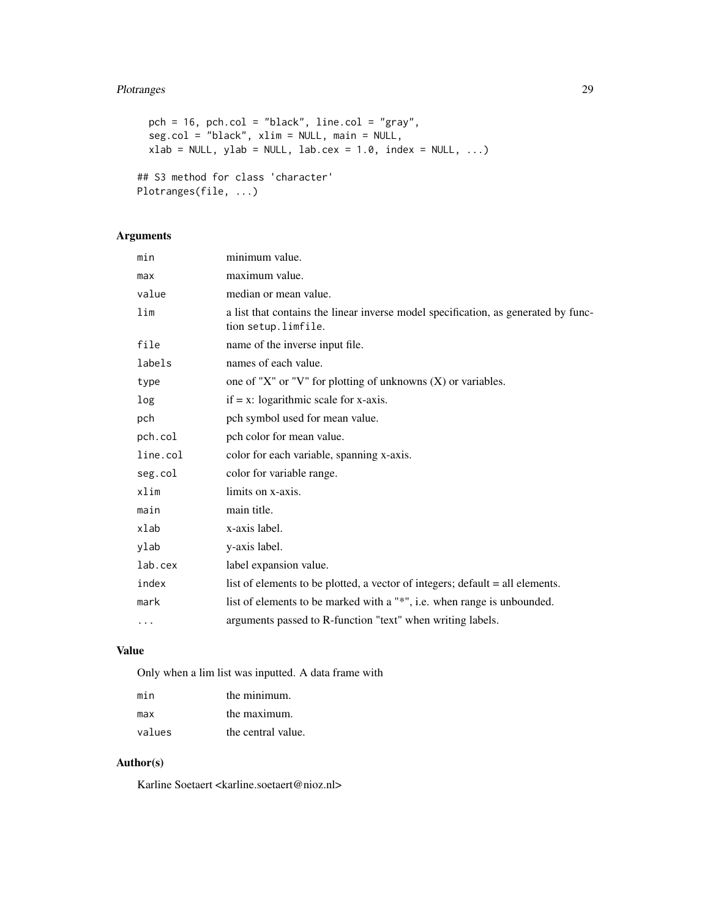```
  pch = 16, pch.col = "black", line.col = "gray",
  seg.col = "black", xlim = NULL, main = NULL,
  xlab = NULL, ylab = NULL, lab.cex = 1.0, index = NULL, ...)

## S3 method for class 'character'
Plotranges(file, ...)
```

### Arguments

| | |
|---|---|
| `min` | minimum value. |
| `max` | maximum value. |
| `value` | median or mean value. |
| `lim` | a list that contains the linear inverse model specification, as generated by function `setup.limfile`. |
| `file` | name of the inverse input file. |
| `labels` | names of each value. |
| `type` | one of "X" or "V" for plotting of unknowns (X) or variables. |
| `log` | if = x: logarithmic scale for x-axis. |
| `pch` | pch symbol used for mean value. |
| `pch.col` | pch color for mean value. |
| `line.col` | color for each variable, spanning x-axis. |
| `seg.col` | color for variable range. |
| `xlim` | limits on x-axis. |
| `main` | main title. |
| `xlab` | x-axis label. |
| `ylab` | y-axis label. |
| `lab.cex` | label expansion value. |
| `index` | list of elements to be plotted, a vector of integers; default = all elements. |
| `mark` | list of elements to be marked with a "*", i.e. when range is unbounded. |
| `...` | arguments passed to R-function "text" when writing labels. |

### Value

Only when a lim list was inputted. A data frame with

| | |
|---|---|
| `min` | the minimum. |
| `max` | the maximum. |
| `values` | the central value. |

### Author(s)

Karline Soetaert <karline.soetaert@nioz.nl>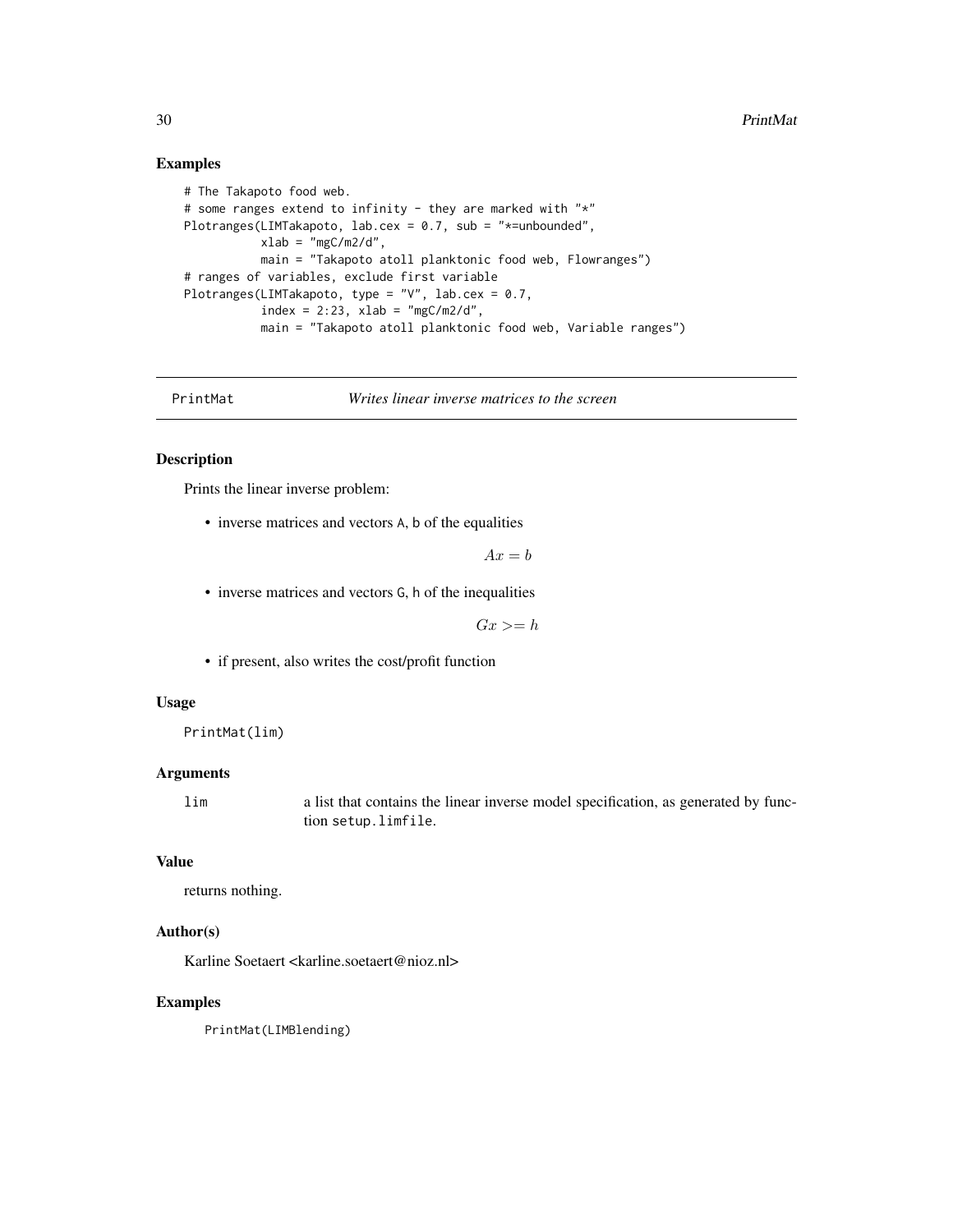### Examples

```
# The Takapoto food web.
# some ranges extend to infinity - they are marked with "*"
Plotranges(LIMTakapoto, lab.cex = 0.7, sub = "*=unbounded",
           xlab = "mgC/m2/d",
           main = "Takapoto atoll planktonic food web, Flowranges")
# ranges of variables, exclude first variable
Plotranges(LIMTakapoto, type = "V", lab.cex = 0.7,
           index = 2:23, xlab = "mgC/m2/d",
           main = "Takapoto atoll planktonic food web, Variable ranges")
```

---

## PrintMat — *Writes linear inverse matrices to the screen*

### Description

Prints the linear inverse problem:

- inverse matrices and vectors A, b of the equalities

$$Ax = b$$

- inverse matrices and vectors G, h of the inequalities

$$Gx >= h$$

- if present, also writes the cost/profit function

### Usage

```
PrintMat(lim)
```

### Arguments

| | |
|---|---|
| lim | a list that contains the linear inverse model specification, as generated by function setup.limfile. |

### Value

returns nothing.

### Author(s)

Karline Soetaert <karline.soetaert@nioz.nl>

### Examples

```
PrintMat(LIMBlending)
```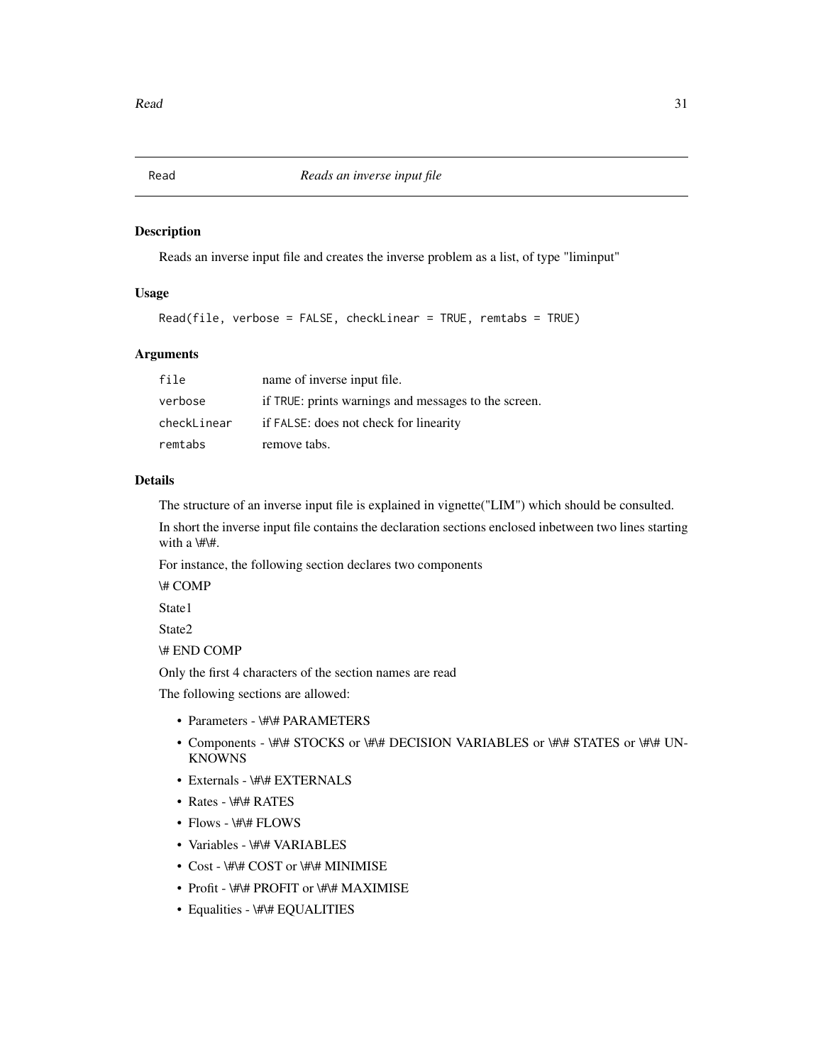## Read — *Reads an inverse input file*

### Description

Reads an inverse input file and creates the inverse problem as a list, of type "liminput"

### Usage

```
Read(file, verbose = FALSE, checkLinear = TRUE, remtabs = TRUE)
```

### Arguments

| | |
|---|---|
| `file` | name of inverse input file. |
| `verbose` | if `TRUE`: prints warnings and messages to the screen. |
| `checkLinear` | if `FALSE`: does not check for linearity |
| `remtabs` | remove tabs. |

### Details

The structure of an inverse input file is explained in vignette("LIM") which should be consulted.

In short the inverse input file contains the declaration sections enclosed inbetween two lines starting with a \#\#.

For instance, the following section declares two components

\# COMP

State1

State2

\# END COMP

Only the first 4 characters of the section names are read

The following sections are allowed:

- Parameters - \#\# PARAMETERS
- Components - \#\# STOCKS or \#\# DECISION VARIABLES or \#\# STATES or \#\# UNKNOWNS
- Externals - \#\# EXTERNALS
- Rates - \#\# RATES
- Flows - \#\# FLOWS
- Variables - \#\# VARIABLES
- Cost - \#\# COST or \#\# MINIMISE
- Profit - \#\# PROFIT or \#\# MAXIMISE
- Equalities - \#\# EQUALITIES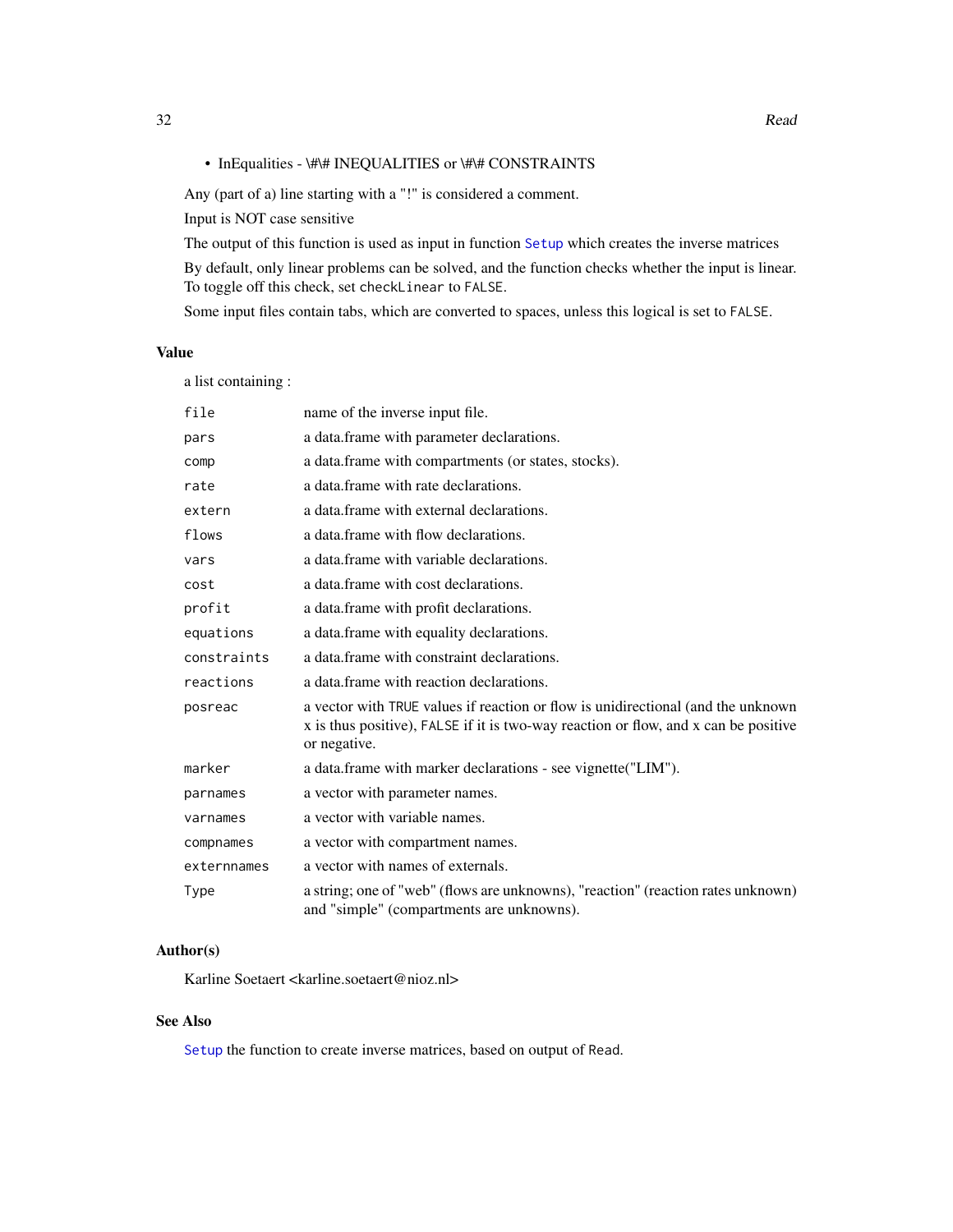- InEqualities - \#\# INEQUALITIES or \#\# CONSTRAINTS

Any (part of a) line starting with a "!" is considered a comment.

Input is NOT case sensitive

The output of this function is used as input in function `Setup` which creates the inverse matrices

By default, only linear problems can be solved, and the function checks whether the input is linear. To toggle off this check, set `checkLinear` to `FALSE`.

Some input files contain tabs, which are converted to spaces, unless this logical is set to `FALSE`.

### Value

a list containing :

| | |
|---|---|
| `file` | name of the inverse input file. |
| `pars` | a data.frame with parameter declarations. |
| `comp` | a data.frame with compartments (or states, stocks). |
| `rate` | a data.frame with rate declarations. |
| `extern` | a data.frame with external declarations. |
| `flows` | a data.frame with flow declarations. |
| `vars` | a data.frame with variable declarations. |
| `cost` | a data.frame with cost declarations. |
| `profit` | a data.frame with profit declarations. |
| `equations` | a data.frame with equality declarations. |
| `constraints` | a data.frame with constraint declarations. |
| `reactions` | a data.frame with reaction declarations. |
| `posreac` | a vector with `TRUE` values if reaction or flow is unidirectional (and the unknown x is thus positive), `FALSE` if it is two-way reaction or flow, and x can be positive or negative. |
| `marker` | a data.frame with marker declarations - see vignette("LIM"). |
| `parnames` | a vector with parameter names. |
| `varnames` | a vector with variable names. |
| `compnames` | a vector with compartment names. |
| `externnames` | a vector with names of externals. |
| `Type` | a string; one of "web" (flows are unknowns), "reaction" (reaction rates unknown) and "simple" (compartments are unknowns). |

### Author(s)

Karline Soetaert <karline.soetaert@nioz.nl>

### See Also

`Setup` the function to create inverse matrices, based on output of `Read`.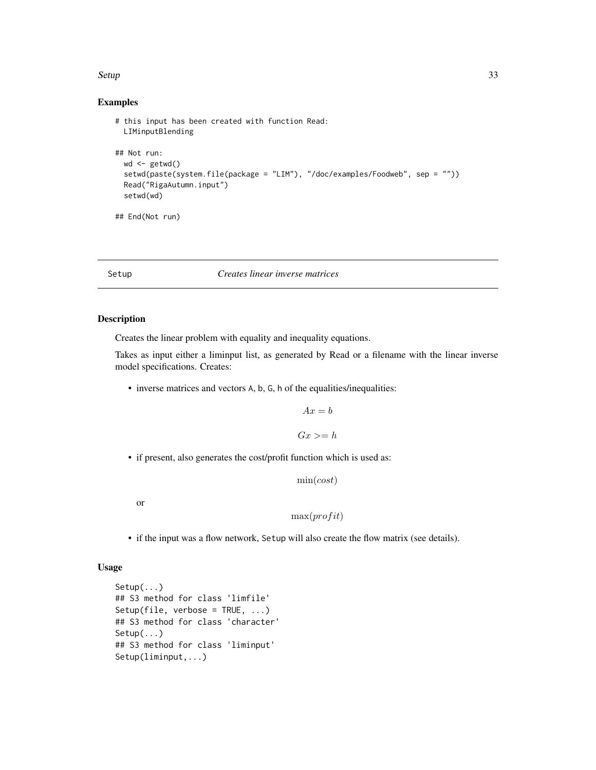## Examples

```
# this input has been created with function Read:
  LIMinputBlending

## Not run:
  wd <- getwd()
  setwd(paste(system.file(package = "LIM"), "/doc/examples/Foodweb", sep = ""))
  Read("RigaAutumn.input")
  setwd(wd)

## End(Not run)
```

---

# Setup — *Creates linear inverse matrices*

## Description

Creates the linear problem with equality and inequality equations.

Takes as input either a liminput list, as generated by Read or a filename with the linear inverse model specifications. Creates:

- inverse matrices and vectors A, b, G, h of the equalities/inequalities:

$$Ax = b$$

$$Gx >= h$$

- if present, also generates the cost/profit function which is used as:

$$\min(cost)$$

  or

$$\max(profit)$$

- if the input was a flow network, Setup will also create the flow matrix (see details).

## Usage

```
Setup(...)
## S3 method for class 'limfile'
Setup(file, verbose = TRUE, ...)
## S3 method for class 'character'
Setup(...)
## S3 method for class 'liminput'
Setup(liminput,...)
```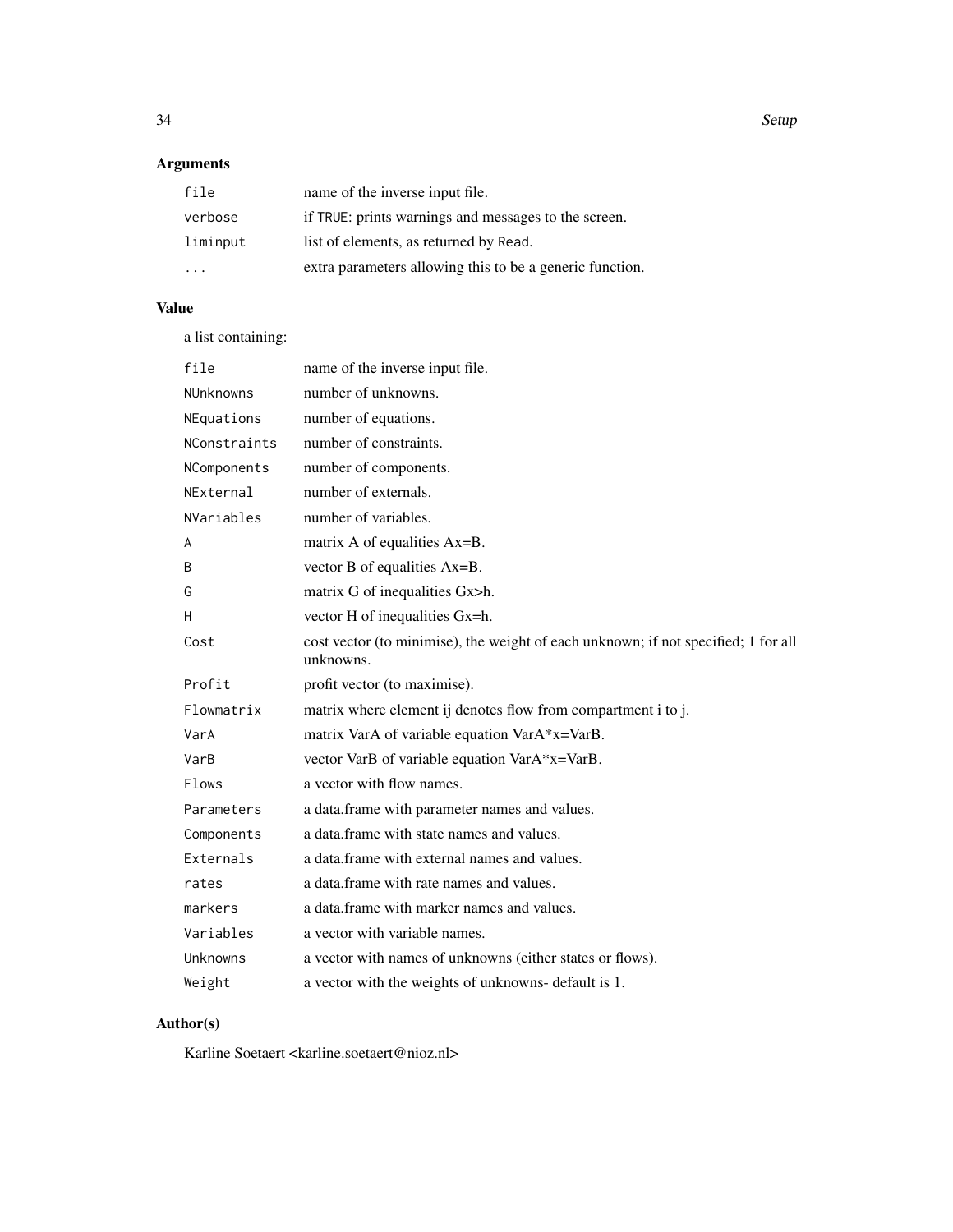## Arguments

| | |
|---|---|
| `file` | name of the inverse input file. |
| `verbose` | if `TRUE`: prints warnings and messages to the screen. |
| `liminput` | list of elements, as returned by `Read`. |
| `...` | extra parameters allowing this to be a generic function. |

## Value

a list containing:

| | |
|---|---|
| `file` | name of the inverse input file. |
| `NUnknowns` | number of unknowns. |
| `NEquations` | number of equations. |
| `NConstraints` | number of constraints. |
| `NComponents` | number of components. |
| `NExternal` | number of externals. |
| `NVariables` | number of variables. |
| `A` | matrix A of equalities Ax=B. |
| `B` | vector B of equalities Ax=B. |
| `G` | matrix G of inequalities Gx>h. |
| `H` | vector H of inequalities Gx=h. |
| `Cost` | cost vector (to minimise), the weight of each unknown; if not specified; 1 for all unknowns. |
| `Profit` | profit vector (to maximise). |
| `Flowmatrix` | matrix where element ij denotes flow from compartment i to j. |
| `VarA` | matrix VarA of variable equation VarA*x=VarB. |
| `VarB` | vector VarB of variable equation VarA*x=VarB. |
| `Flows` | a vector with flow names. |
| `Parameters` | a data.frame with parameter names and values. |
| `Components` | a data.frame with state names and values. |
| `Externals` | a data.frame with external names and values. |
| `rates` | a data.frame with rate names and values. |
| `markers` | a data.frame with marker names and values. |
| `Variables` | a vector with variable names. |
| `Unknowns` | a vector with names of unknowns (either states or flows). |
| `Weight` | a vector with the weights of unknowns- default is 1. |

## Author(s)

Karline Soetaert <karline.soetaert@nioz.nl>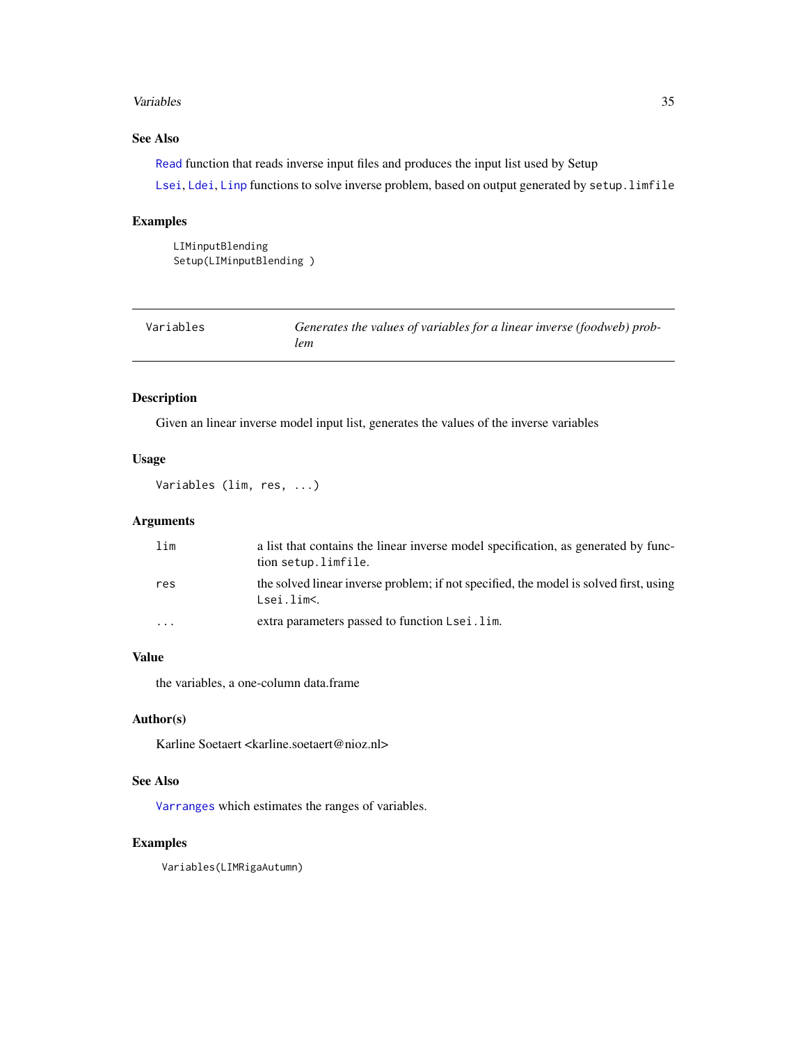### See Also

Read function that reads inverse input files and produces the input list used by Setup

Lsei, Ldei, Linp functions to solve inverse problem, based on output generated by setup.limfile

### Examples

```
LIMinputBlending
Setup(LIMinputBlending )
```

---

## Variables — *Generates the values of variables for a linear inverse (foodweb) problem*

### Description

Given an linear inverse model input list, generates the values of the inverse variables

### Usage

```
Variables (lim, res, ...)
```

### Arguments

| | |
|---|---|
| lim | a list that contains the linear inverse model specification, as generated by function setup.limfile. |
| res | the solved linear inverse problem; if not specified, the model is solved first, using Lsei.lim<. |
| ... | extra parameters passed to function Lsei.lim. |

### Value

the variables, a one-column data.frame

### Author(s)

Karline Soetaert <karline.soetaert@nioz.nl>

### See Also

Varranges which estimates the ranges of variables.

### Examples

```
Variables(LIMRigaAutumn)
```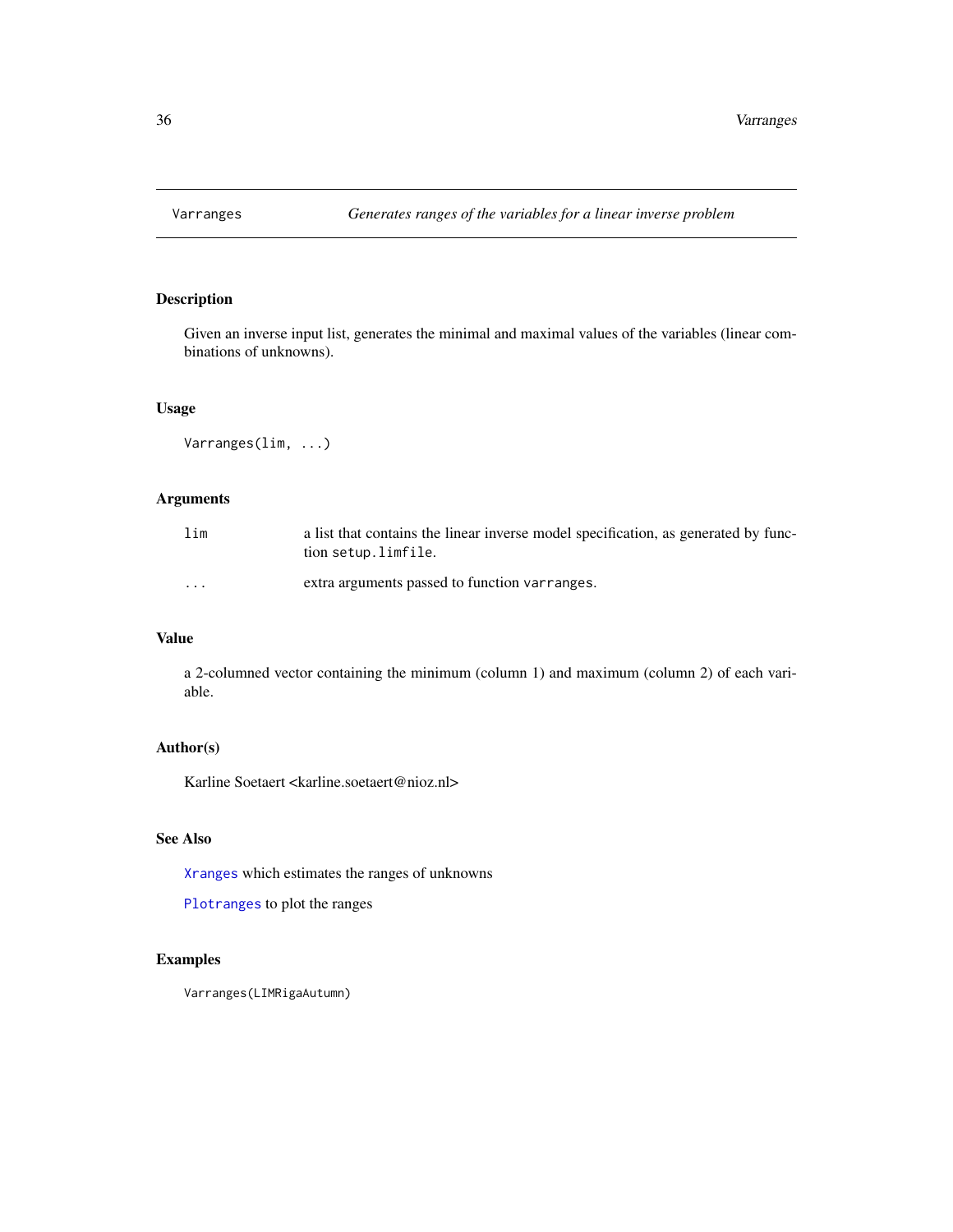Varranges *Generates ranges of the variables for a linear inverse problem*

## Description

Given an inverse input list, generates the minimal and maximal values of the variables (linear combinations of unknowns).

## Usage

```
Varranges(lim, ...)
```

## Arguments

| | |
|---|---|
| `lim` | a list that contains the linear inverse model specification, as generated by function `setup.limfile`. |
| `...` | extra arguments passed to function `varranges`. |

## Value

a 2-columned vector containing the minimum (column 1) and maximum (column 2) of each variable.

## Author(s)

Karline Soetaert <karline.soetaert@nioz.nl>

## See Also

`Xranges` which estimates the ranges of unknowns

`Plotranges` to plot the ranges

## Examples

```
Varranges(LIMRigaAutumn)
```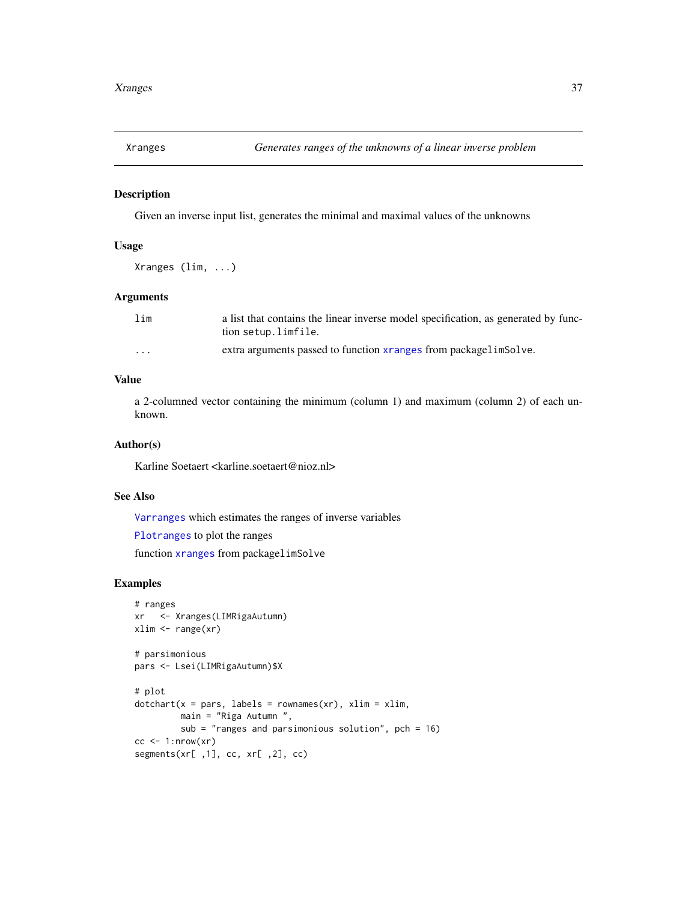## Xranges — *Generates ranges of the unknowns of a linear inverse problem*

### Description

Given an inverse input list, generates the minimal and maximal values of the unknowns

### Usage

```
Xranges (lim, ...)
```

### Arguments

| | |
|---|---|
| `lim` | a list that contains the linear inverse model specification, as generated by function `setup.limfile`. |
| `...` | extra arguments passed to function `xranges` from package`limSolve`. |

### Value

a 2-columned vector containing the minimum (column 1) and maximum (column 2) of each unknown.

### Author(s)

Karline Soetaert <karline.soetaert@nioz.nl>

### See Also

`Varranges` which estimates the ranges of inverse variables

`Plotranges` to plot the ranges

function `xranges` from package`limSolve`

### Examples

```
# ranges
xr   <- Xranges(LIMRigaAutumn)
xlim <- range(xr)

# parsimonious
pars <- Lsei(LIMRigaAutumn)$X

# plot
dotchart(x = pars, labels = rownames(xr), xlim = xlim,
         main = "Riga Autumn ",
         sub = "ranges and parsimonious solution", pch = 16)
cc <- 1:nrow(xr)
segments(xr[ ,1], cc, xr[ ,2], cc)
```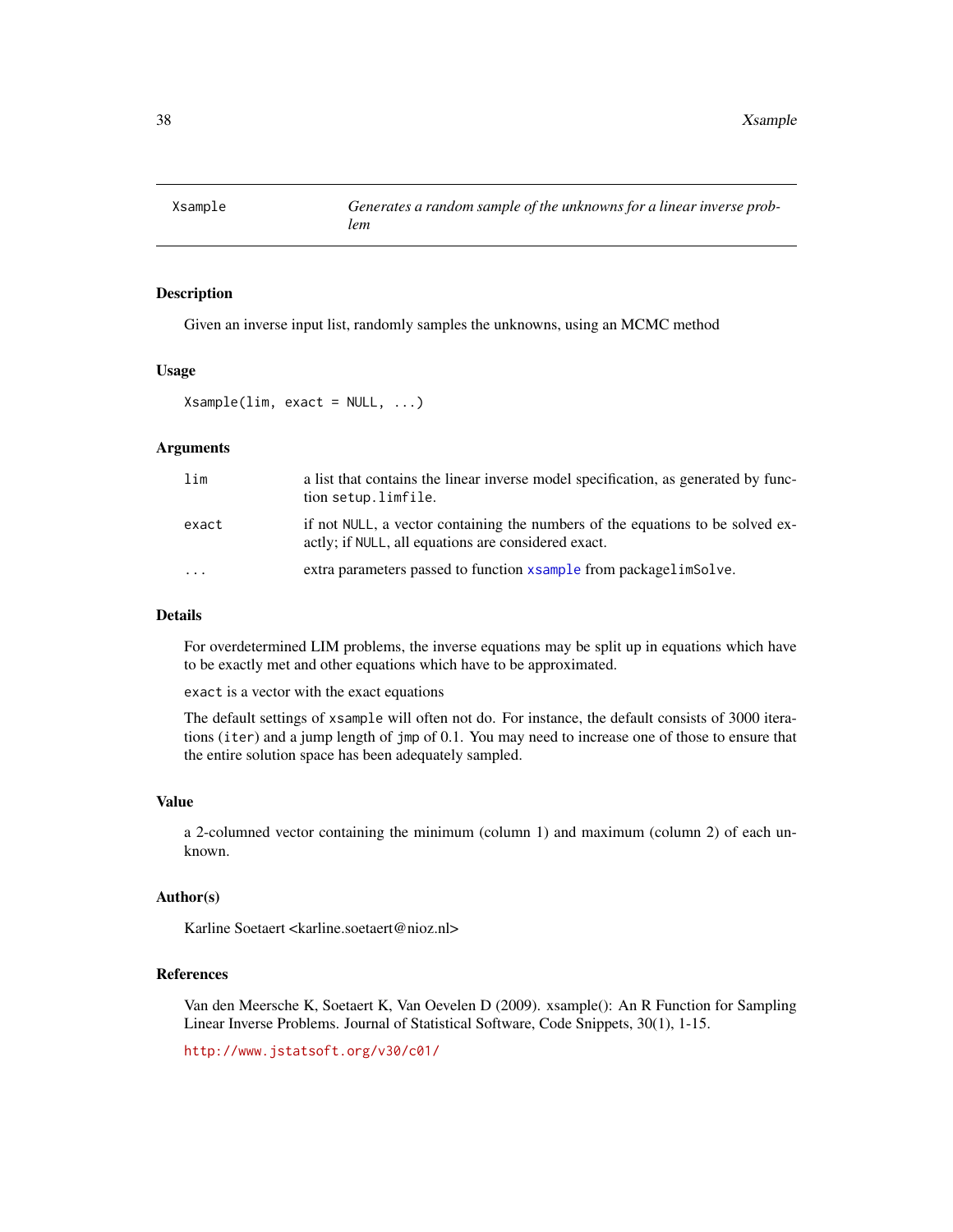# Xsample — *Generates a random sample of the unknowns for a linear inverse problem*

## Description

Given an inverse input list, randomly samples the unknowns, using an MCMC method

## Usage

```
Xsample(lim, exact = NULL, ...)
```

## Arguments

| | |
|---|---|
| `lim` | a list that contains the linear inverse model specification, as generated by function `setup.limfile`. |
| `exact` | if not `NULL`, a vector containing the numbers of the equations to be solved exactly; if `NULL`, all equations are considered exact. |
| `...` | extra parameters passed to function `xsample` from package`limSolve`. |

## Details

For overdetermined LIM problems, the inverse equations may be split up in equations which have to be exactly met and other equations which have to be approximated.

`exact` is a vector with the exact equations

The default settings of `xsample` will often not do. For instance, the default consists of 3000 iterations (`iter`) and a jump length of `jmp` of 0.1. You may need to increase one of those to ensure that the entire solution space has been adequately sampled.

## Value

a 2-columned vector containing the minimum (column 1) and maximum (column 2) of each unknown.

## Author(s)

Karline Soetaert <karline.soetaert@nioz.nl>

## References

Van den Meersche K, Soetaert K, Van Oevelen D (2009). xsample(): An R Function for Sampling Linear Inverse Problems. Journal of Statistical Software, Code Snippets, 30(1), 1-15.

http://www.jstatsoft.org/v30/c01/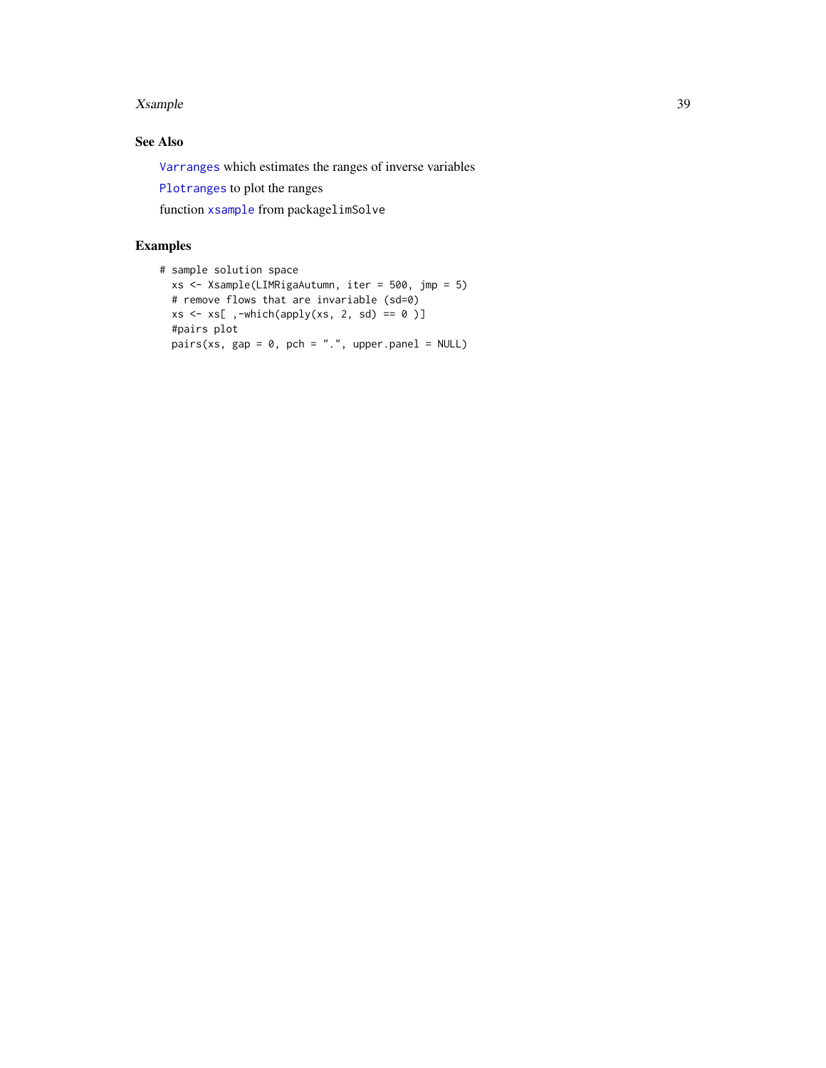## See Also

`Varranges` which estimates the ranges of inverse variables

`Plotranges` to plot the ranges

function `xsample` from package`limSolve`

## Examples

```
# sample solution space
  xs <- Xsample(LIMRigaAutumn, iter = 500, jmp = 5)
  # remove flows that are invariable (sd=0)
  xs <- xs[ ,-which(apply(xs, 2, sd) == 0 )]
  #pairs plot
  pairs(xs, gap = 0, pch = ".", upper.panel = NULL)
```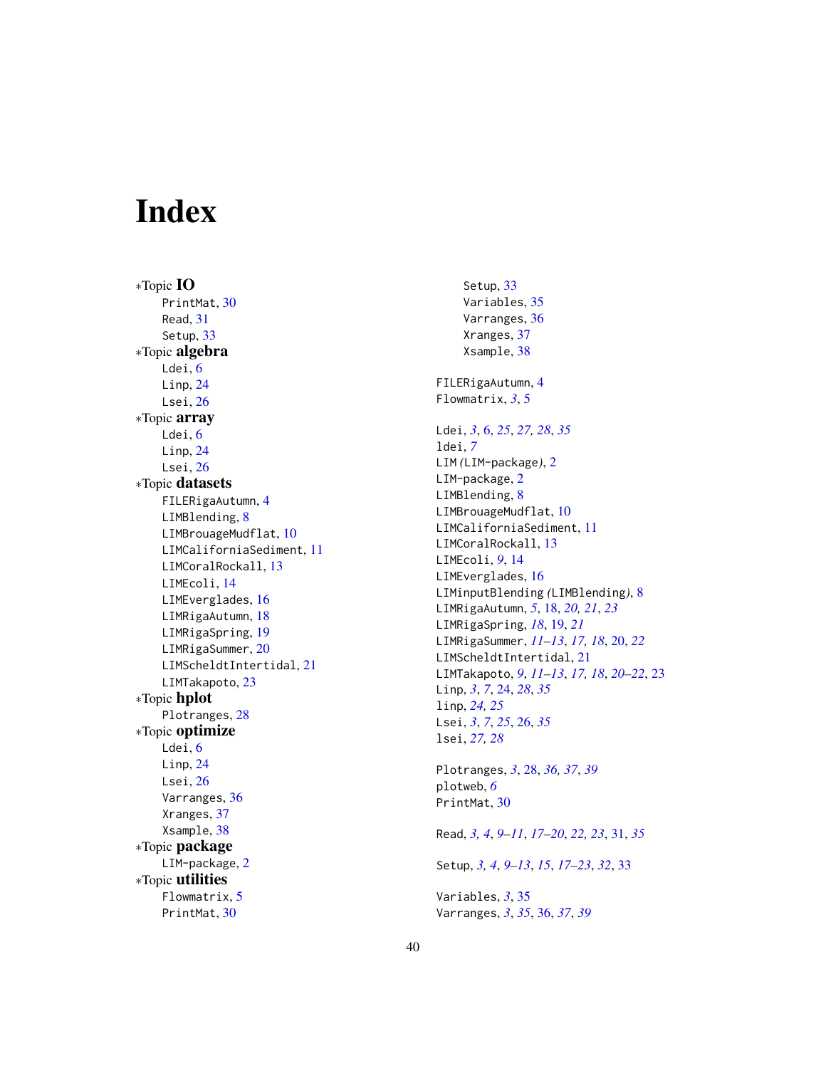# Index

∗Topic **IO**
- PrintMat, 30
- Read, 31
- Setup, 33

∗Topic **algebra**
- Ldei, 6
- Linp, 24
- Lsei, 26

∗Topic **array**
- Ldei, 6
- Linp, 24
- Lsei, 26

∗Topic **datasets**
- FILERigaAutumn, 4
- LIMBlending, 8
- LIMBrouageMudflat, 10
- LIMCaliforniaSediment, 11
- LIMCoralRockall, 13
- LIMEcoli, 14
- LIMEverglades, 16
- LIMRigaAutumn, 18
- LIMRigaSpring, 19
- LIMRigaSummer, 20
- LIMScheldtIntertidal, 21
- LIMTakapoto, 23

∗Topic **hplot**
- Plotranges, 28

∗Topic **optimize**
- Ldei, 6
- Linp, 24
- Lsei, 26
- Varranges, 36
- Xranges, 37
- Xsample, 38

∗Topic **package**
- LIM-package, 2

∗Topic **utilities**
- Flowmatrix, 5
- PrintMat, 30
- Setup, 33
- Variables, 35
- Varranges, 36
- Xranges, 37
- Xsample, 38

FILERigaAutumn, 4
Flowmatrix, *3*, 5

Ldei, *3*, 6, *25*, *27, 28*, *35*
ldei, *7*
LIM *(*LIM-package*)*, 2
LIM-package, 2
LIMBlending, 8
LIMBrouageMudflat, 10
LIMCaliforniaSediment, 11
LIMCoralRockall, 13
LIMEcoli, *9*, 14
LIMEverglades, 16
LIMinputBlending *(*LIMBlending*)*, 8
LIMRigaAutumn, *5*, 18, *20, 21*, *23*
LIMRigaSpring, *18*, 19, *21*
LIMRigaSummer, *11–13*, *17, 18*, 20, *22*
LIMScheldtIntertidal, 21
LIMTakapoto, *9*, *11–13*, *17, 18*, *20–22*, 23
Linp, *3*, *7*, 24, *28*, *35*
linp, *24, 25*
Lsei, *3*, *7*, *25*, 26, *35*
lsei, *27, 28*

Plotranges, *3*, 28, *36, 37*, *39*
plotweb, *6*
PrintMat, 30

Read, *3, 4*, *9–11*, *17–20*, *22, 23*, 31, *35*

Setup, *3, 4*, *9–13*, *15*, *17–23*, *32*, 33

Variables, *3*, 35
Varranges, *3*, *35*, 36, *37*, *39*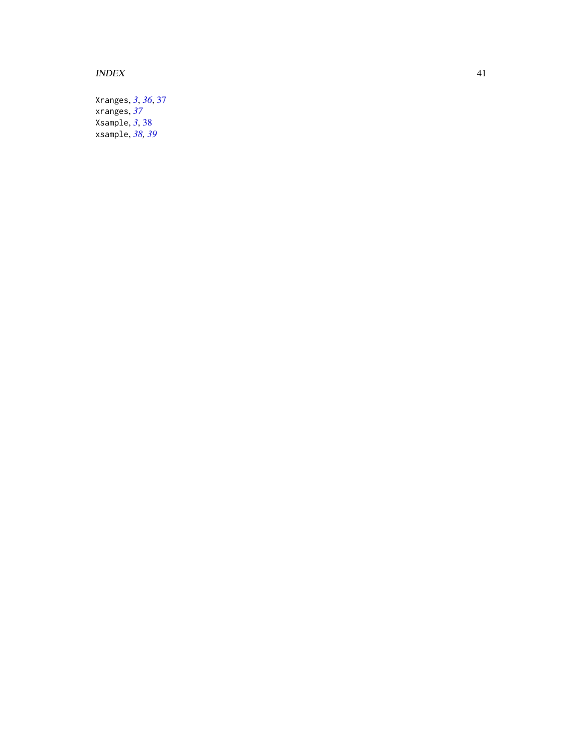Xranges, *3*, *36*, 37
xranges, *37*
Xsample, *3*, 38
xsample, *38, 39*